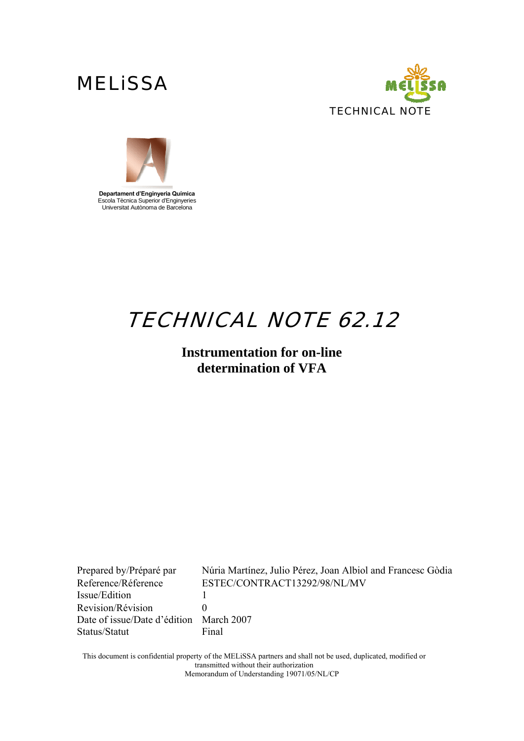MELiSSA

TECHNICAL NOTE

**Departament d'Enginyeria Química**
Escola Tècnica Superior d'Enginyeries
Universitat Autònoma de Barcelona

# TECHNICAL NOTE 62.12

## Instrumentation for on-line determination of VFA

| | |
|---|---|
| Prepared by/Préparé par | Núria Martínez, Julio Pérez, Joan Albiol and Francesc Gòdia |
| Reference/Réference | ESTEC/CONTRACT13292/98/NL/MV |
| Issue/Edition | 1 |
| Revision/Révision | 0 |
| Date of issue/Date d'édition | March 2007 |
| Status/Statut | Final |

This document is confidential property of the MELiSSA partners and shall not be used, duplicated, modified or transmitted without their authorization
Memorandum of Understanding 19071/05/NL/CP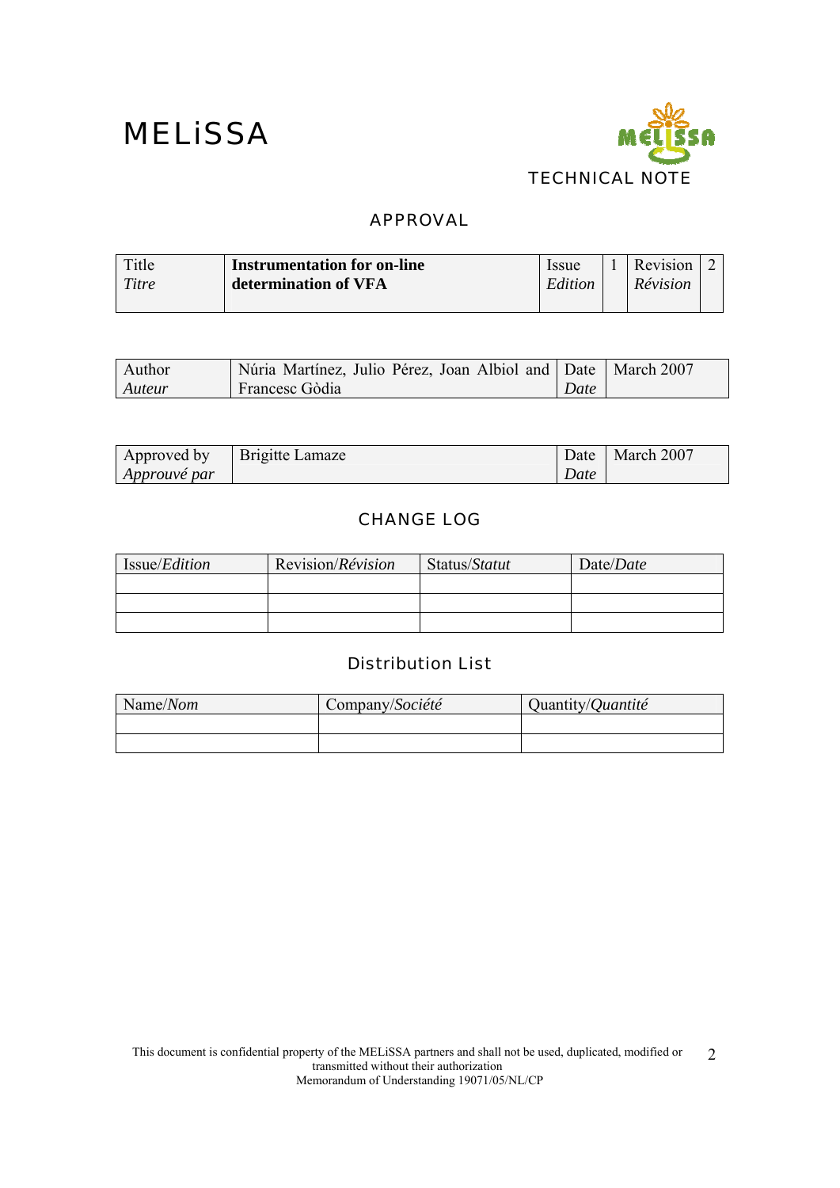MELiSSA

TECHNICAL NOTE

## APPROVAL

| Title<br>*Titre* | **Instrumentation for on-line determination of VFA** | Issue<br>*Edition* | 1 | Revision<br>*Révision* | 2 |
|---|---|---|---|---|---|

| Author<br>*Auteur* | Núria Martínez, Julio Pérez, Joan Albiol and Francesc Gòdia | Date<br>*Date* | March 2007 |
|---|---|---|---|

| Approved by<br>*Approuvé par* | Brigitte Lamaze | Date<br>*Date* | March 2007 |
|---|---|---|---|

## CHANGE LOG

| Issue/*Edition* | Revision/*Révision* | Status/*Statut* | Date/*Date* |
|---|---|---|---|
| | | | |
| | | | |
| | | | |

## Distribution List

| Name/*Nom* | Company/*Société* | Quantity/*Quantité* |
|---|---|---|
| | | |
| | | |

This document is confidential property of the MELiSSA partners and shall not be used, duplicated, modified or transmitted without their authorization
Memorandum of Understanding 19071/05/NL/CP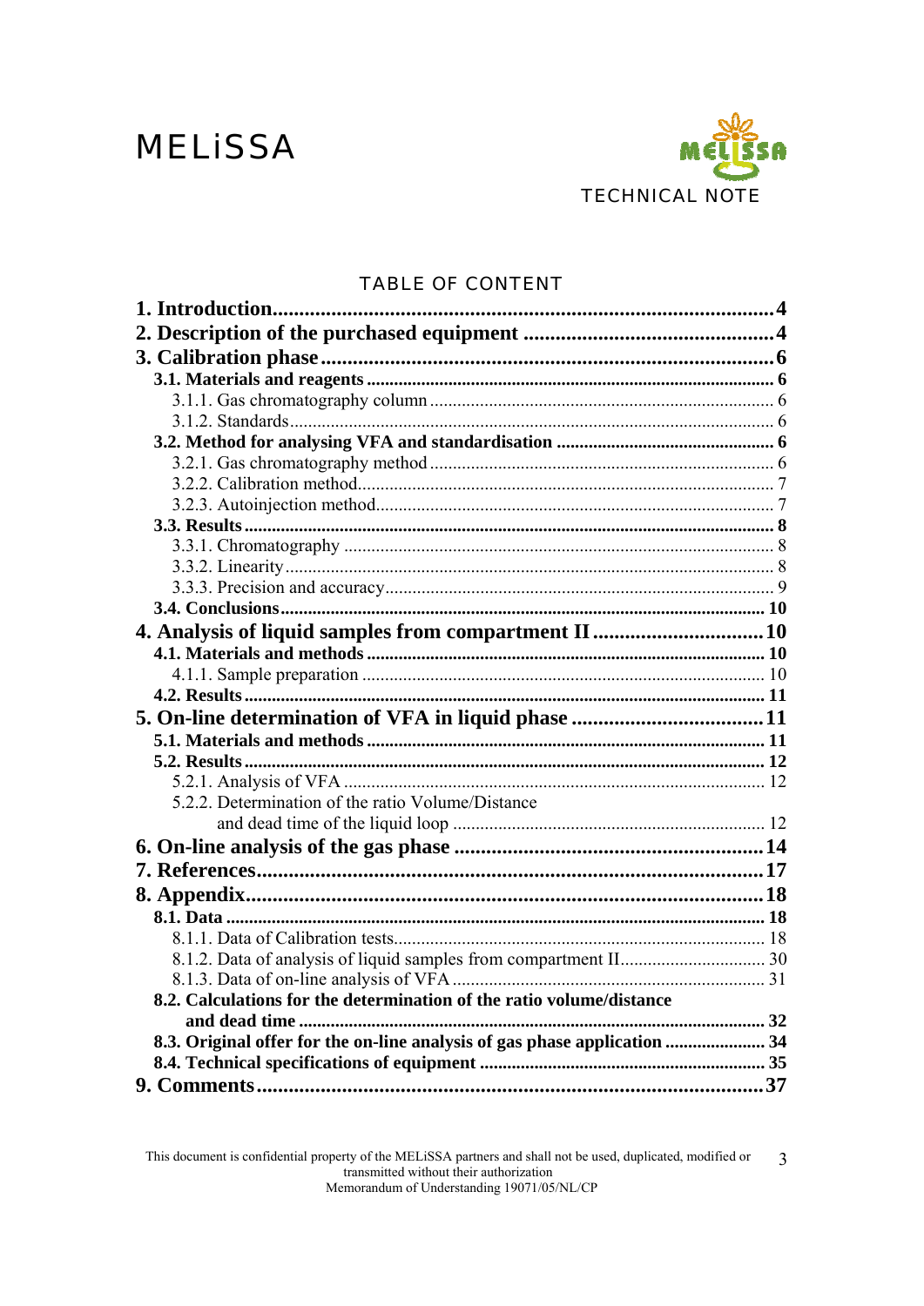MELiSSA

TECHNICAL NOTE

TABLE OF CONTENT

**1. Introduction** .......... **4**
**2. Description of the purchased equipment** .......... **4**
**3. Calibration phase** .......... **6**
- **3.1. Materials and reagents** .......... **6**
  - 3.1.1. Gas chromatography column .......... 6
  - 3.1.2. Standards .......... 6
- **3.2. Method for analysing VFA and standardisation** .......... **6**
  - 3.2.1. Gas chromatography method .......... 6
  - 3.2.2. Calibration method .......... 7
  - 3.2.3. Autoinjection method .......... 7
- **3.3. Results** .......... **8**
  - 3.3.1. Chromatography .......... 8
  - 3.3.2. Linearity .......... 8
  - 3.3.3. Precision and accuracy .......... 9
- **3.4. Conclusions** .......... **10**

**4. Analysis of liquid samples from compartment II** .......... **10**
- **4.1. Materials and methods** .......... **10**
  - 4.1.1. Sample preparation .......... 10
- **4.2. Results** .......... **11**

**5. On-line determination of VFA in liquid phase** .......... **11**
- **5.1. Materials and methods** .......... **11**
- **5.2. Results** .......... **12**
  - 5.2.1. Analysis of VFA .......... 12
  - 5.2.2. Determination of the ratio Volume/Distance and dead time of the liquid loop .......... 12

**6. On-line analysis of the gas phase** .......... **14**
**7. References** .......... **17**
**8. Appendix** .......... **18**
- **8.1. Data** .......... **18**
  - 8.1.1. Data of Calibration tests .......... 18
  - 8.1.2. Data of analysis of liquid samples from compartment II .......... 30
  - 8.1.3. Data of on-line analysis of VFA .......... 31
- **8.2. Calculations for the determination of the ratio volume/distance and dead time** .......... **32**
- **8.3. Original offer for the on-line analysis of gas phase application** .......... **34**
- **8.4. Technical specifications of equipment** .......... **35**

**9. Comments** .......... **37**

This document is confidential property of the MELiSSA partners and shall not be used, duplicated, modified or transmitted without their authorization
Memorandum of Understanding 19071/05/NL/CP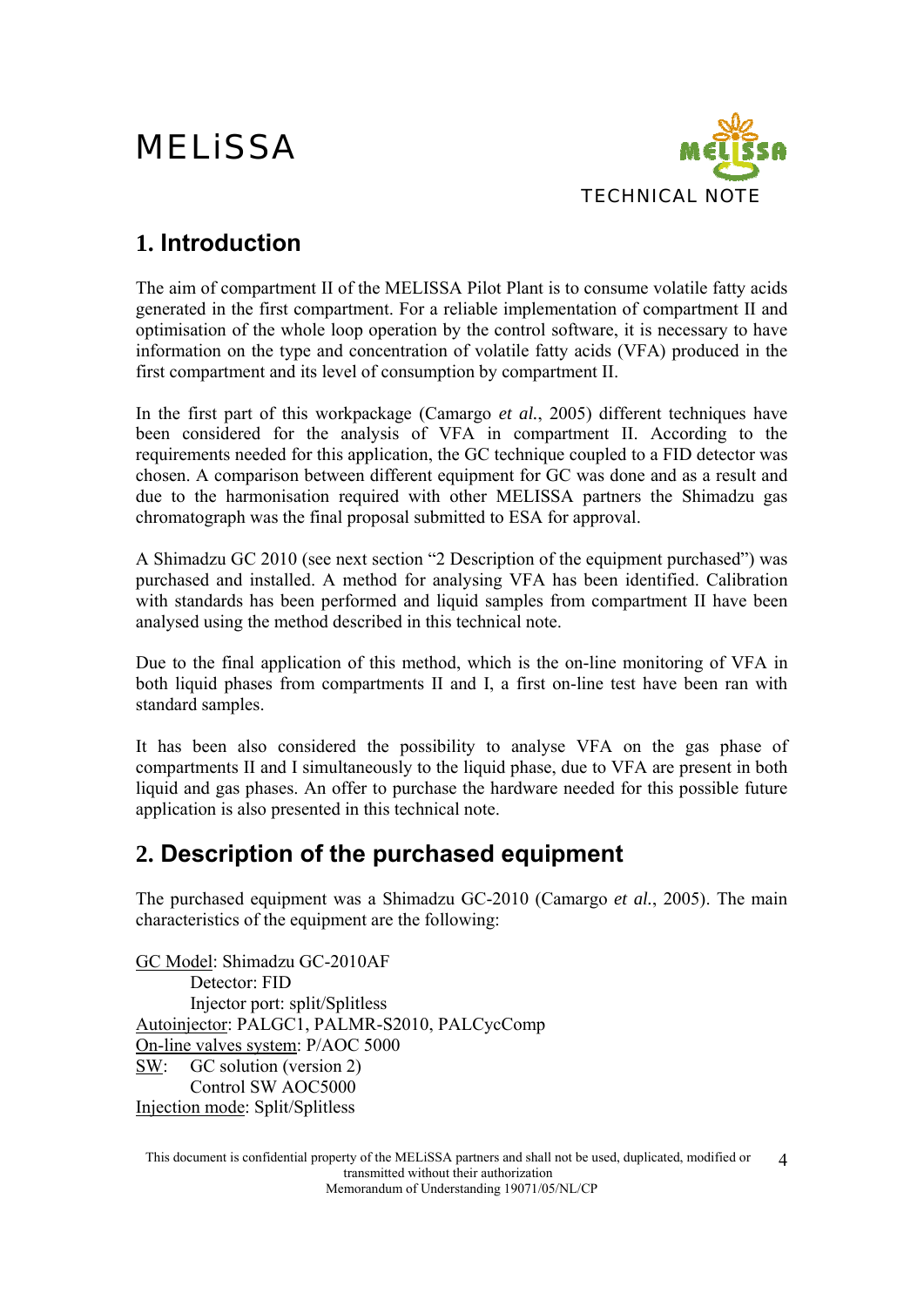## 1. Introduction

The aim of compartment II of the MELISSA Pilot Plant is to consume volatile fatty acids generated in the first compartment. For a reliable implementation of compartment II and optimisation of the whole loop operation by the control software, it is necessary to have information on the type and concentration of volatile fatty acids (VFA) produced in the first compartment and its level of consumption by compartment II.

In the first part of this workpackage (Camargo *et al.*, 2005) different techniques have been considered for the analysis of VFA in compartment II. According to the requirements needed for this application, the GC technique coupled to a FID detector was chosen. A comparison between different equipment for GC was done and as a result and due to the harmonisation required with other MELISSA partners the Shimadzu gas chromatograph was the final proposal submitted to ESA for approval.

A Shimadzu GC 2010 (see next section "2 Description of the equipment purchased") was purchased and installed. A method for analysing VFA has been identified. Calibration with standards has been performed and liquid samples from compartment II have been analysed using the method described in this technical note.

Due to the final application of this method, which is the on-line monitoring of VFA in both liquid phases from compartments II and I, a first on-line test have been ran with standard samples.

It has been also considered the possibility to analyse VFA on the gas phase of compartments II and I simultaneously to the liquid phase, due to VFA are present in both liquid and gas phases. An offer to purchase the hardware needed for this possible future application is also presented in this technical note.

## 2. Description of the purchased equipment

The purchased equipment was a Shimadzu GC-2010 (Camargo *et al.*, 2005). The main characteristics of the equipment are the following:

GC Model: Shimadzu GC-2010AF
  Detector: FID
  Injector port: split/Splitless
Autoinjector: PALGC1, PALMR-S2010, PALCycComp
On-line valves system: P/AOC 5000
SW: GC solution (version 2)
  Control SW AOC5000
Injection mode: Split/Splitless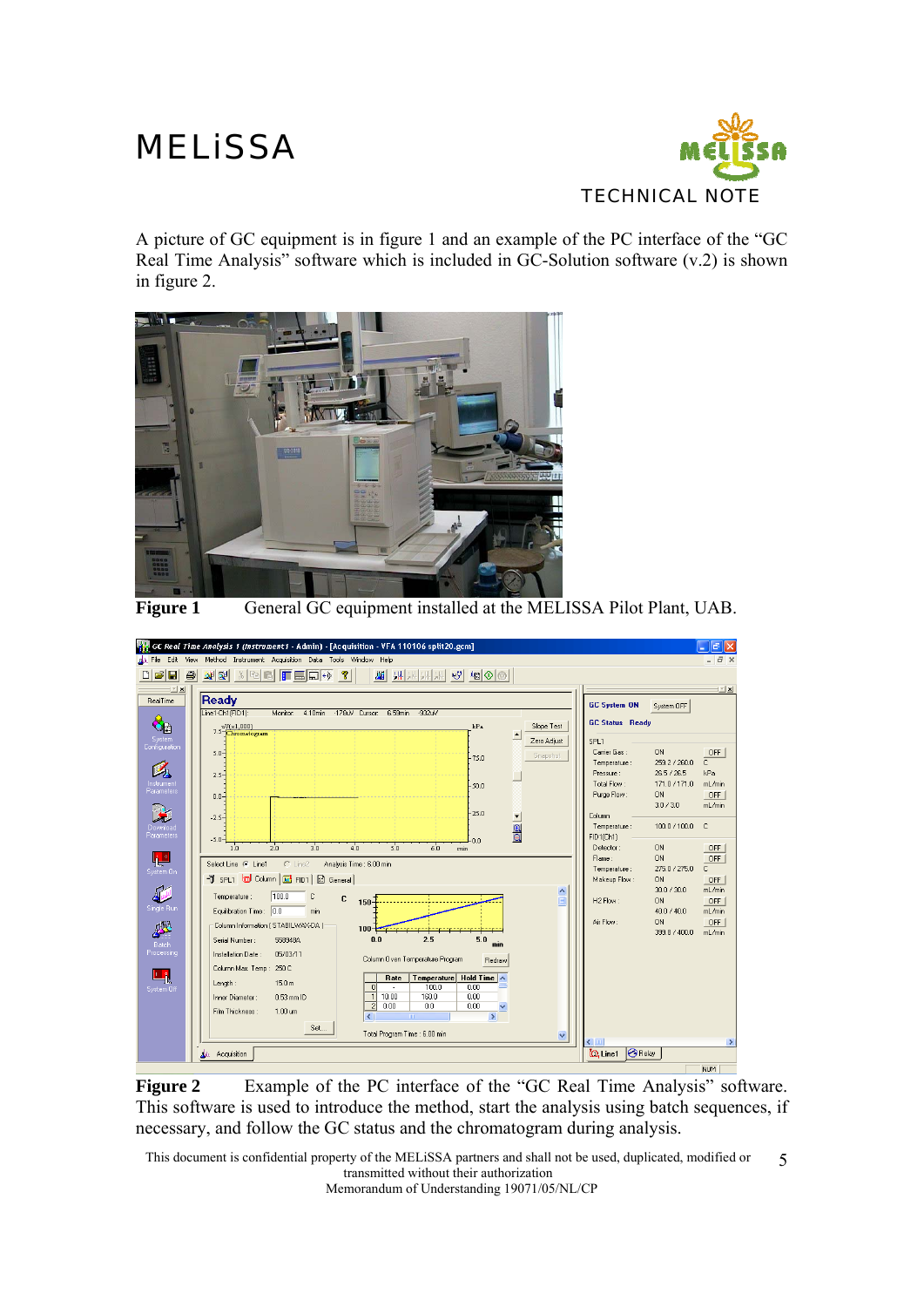A picture of GC equipment is in figure 1 and an example of the PC interface of the "GC Real Time Analysis" software which is included in GC-Solution software (v.2) is shown in figure 2.

**Figure 1** General GC equipment installed at the MELISSA Pilot Plant, UAB.

**Figure 2** Example of the PC interface of the "GC Real Time Analysis" software. This software is used to introduce the method, start the analysis using batch sequences, if necessary, and follow the GC status and the chromatogram during analysis.

This document is confidential property of the MELiSSA partners and shall not be used, duplicated, modified or transmitted without their authorization
Memorandum of Understanding 19071/05/NL/CP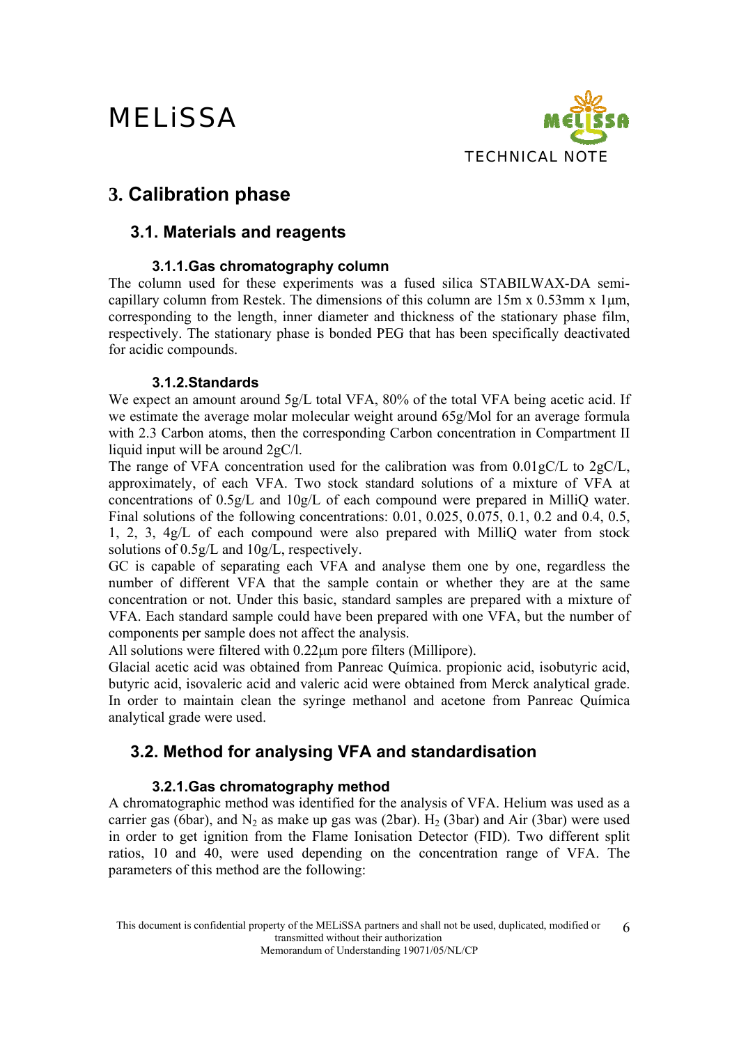# 3. Calibration phase

## 3.1. Materials and reagents

### 3.1.1. Gas chromatography column

The column used for these experiments was a fused silica STABILWAX-DA semi-capillary column from Restek. The dimensions of this column are 15m x 0.53mm x 1µm, corresponding to the length, inner diameter and thickness of the stationary phase film, respectively. The stationary phase is bonded PEG that has been specifically deactivated for acidic compounds.

### 3.1.2. Standards

We expect an amount around 5g/L total VFA, 80% of the total VFA being acetic acid. If we estimate the average molar molecular weight around 65g/Mol for an average formula with 2.3 Carbon atoms, then the corresponding Carbon concentration in Compartment II liquid input will be around 2gC/l.

The range of VFA concentration used for the calibration was from 0.01gC/L to 2gC/L, approximately, of each VFA. Two stock standard solutions of a mixture of VFA at concentrations of 0.5g/L and 10g/L of each compound were prepared in MilliQ water. Final solutions of the following concentrations: 0.01, 0.025, 0.075, 0.1, 0.2 and 0.4, 0.5, 1, 2, 3, 4g/L of each compound were also prepared with MilliQ water from stock solutions of 0.5g/L and 10g/L, respectively.

GC is capable of separating each VFA and analyse them one by one, regardless the number of different VFA that the sample contain or whether they are at the same concentration or not. Under this basic, standard samples are prepared with a mixture of VFA. Each standard sample could have been prepared with one VFA, but the number of components per sample does not affect the analysis.

All solutions were filtered with 0.22µm pore filters (Millipore).

Glacial acetic acid was obtained from Panreac Química. propionic acid, isobutyric acid, butyric acid, isovaleric acid and valeric acid were obtained from Merck analytical grade. In order to maintain clean the syringe methanol and acetone from Panreac Química analytical grade were used.

## 3.2. Method for analysing VFA and standardisation

### 3.2.1. Gas chromatography method

A chromatographic method was identified for the analysis of VFA. Helium was used as a carrier gas (6bar), and $N_2$ as make up gas was (2bar). $H_2$ (3bar) and Air (3bar) were used in order to get ignition from the Flame Ionisation Detector (FID). Two different split ratios, 10 and 40, were used depending on the concentration range of VFA. The parameters of this method are the following: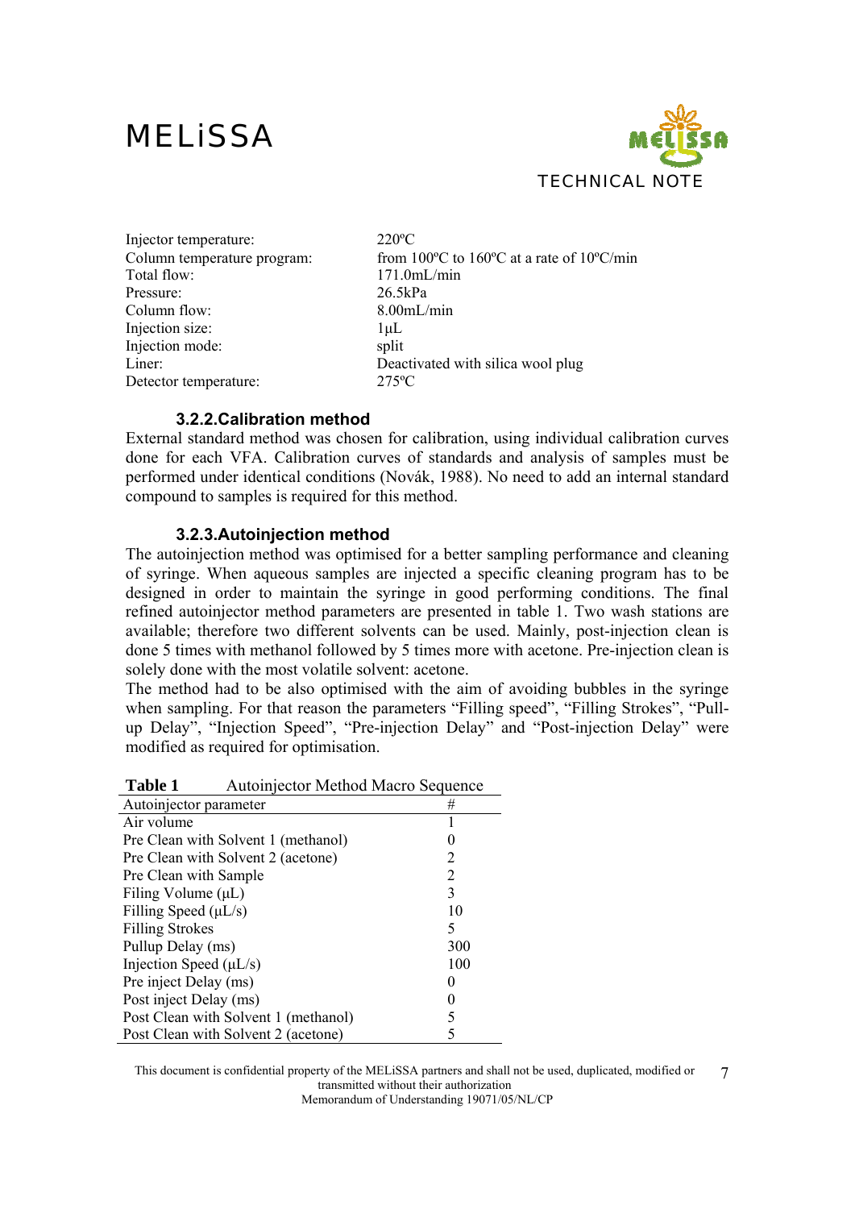| | |
|---|---|
| Injector temperature: | 220ºC |
| Column temperature program: | from 100ºC to 160ºC at a rate of 10ºC/min |
| Total flow: | 171.0mL/min |
| Pressure: | 26.5kPa |
| Column flow: | 8.00mL/min |
| Injection size: | 1µL |
| Injection mode: | split |
| Liner: | Deactivated with silica wool plug |
| Detector temperature: | 275ºC |

### 3.2.2.Calibration method

External standard method was chosen for calibration, using individual calibration curves done for each VFA. Calibration curves of standards and analysis of samples must be performed under identical conditions (Novák, 1988). No need to add an internal standard compound to samples is required for this method.

### 3.2.3.Autoinjection method

The autoinjection method was optimised for a better sampling performance and cleaning of syringe. When aqueous samples are injected a specific cleaning program has to be designed in order to maintain the syringe in good performing conditions. The final refined autoinjector method parameters are presented in table 1. Two wash stations are available; therefore two different solvents can be used. Mainly, post-injection clean is done 5 times with methanol followed by 5 times more with acetone. Pre-injection clean is solely done with the most volatile solvent: acetone.

The method had to be also optimised with the aim of avoiding bubbles in the syringe when sampling. For that reason the parameters "Filling speed", "Filling Strokes", "Pull-up Delay", "Injection Speed", "Pre-injection Delay" and "Post-injection Delay" were modified as required for optimisation.

**Table 1** Autoinjector Method Macro Sequence

| Autoinjector parameter | # |
|---|---|
| Air volume | 1 |
| Pre Clean with Solvent 1 (methanol) | 0 |
| Pre Clean with Solvent 2 (acetone) | 2 |
| Pre Clean with Sample | 2 |
| Filing Volume (µL) | 3 |
| Filling Speed (µL/s) | 10 |
| Filling Strokes | 5 |
| Pullup Delay (ms) | 300 |
| Injection Speed (µL/s) | 100 |
| Pre inject Delay (ms) | 0 |
| Post inject Delay (ms) | 0 |
| Post Clean with Solvent 1 (methanol) | 5 |
| Post Clean with Solvent 2 (acetone) | 5 |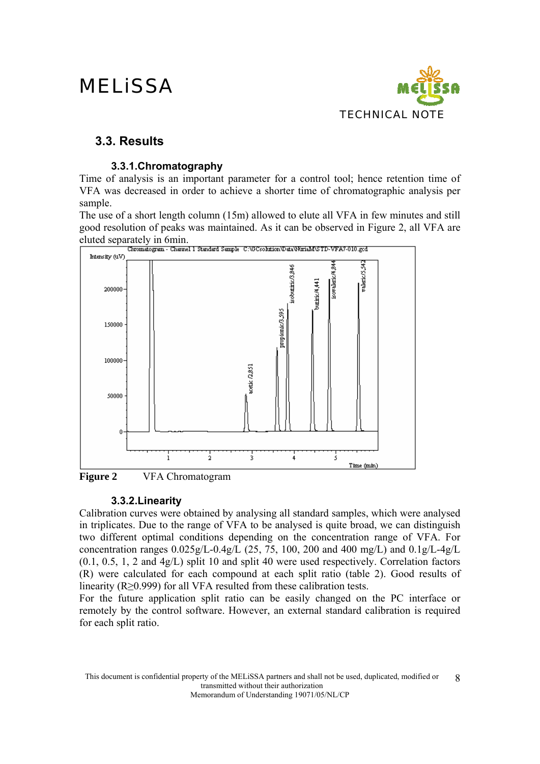## 3.3. Results

### 3.3.1. Chromatography

Time of analysis is an important parameter for a control tool; hence retention time of VFA was decreased in order to achieve a shorter time of chromatographic analysis per sample.

The use of a short length column (15m) allowed to elute all VFA in few minutes and still good resolution of peaks was maintained. As it can be observed in Figure 2, all VFA are eluted separately in 6min.

**Figure 2** VFA Chromatogram

### 3.3.2. Linearity

Calibration curves were obtained by analysing all standard samples, which were analysed in triplicates. Due to the range of VFA to be analysed is quite broad, we can distinguish two different optimal conditions depending on the concentration range of VFA. For concentration ranges 0.025g/L-0.4g/L (25, 75, 100, 200 and 400 mg/L) and 0.1g/L-4g/L (0.1, 0.5, 1, 2 and 4g/L) split 10 and split 40 were used respectively. Correlation factors (R) were calculated for each compound at each split ratio (table 2). Good results of linearity ($R \geq 0.999$) for all VFA resulted from these calibration tests.

For the future application split ratio can be easily changed on the PC interface or remotely by the control software. However, an external standard calibration is required for each split ratio.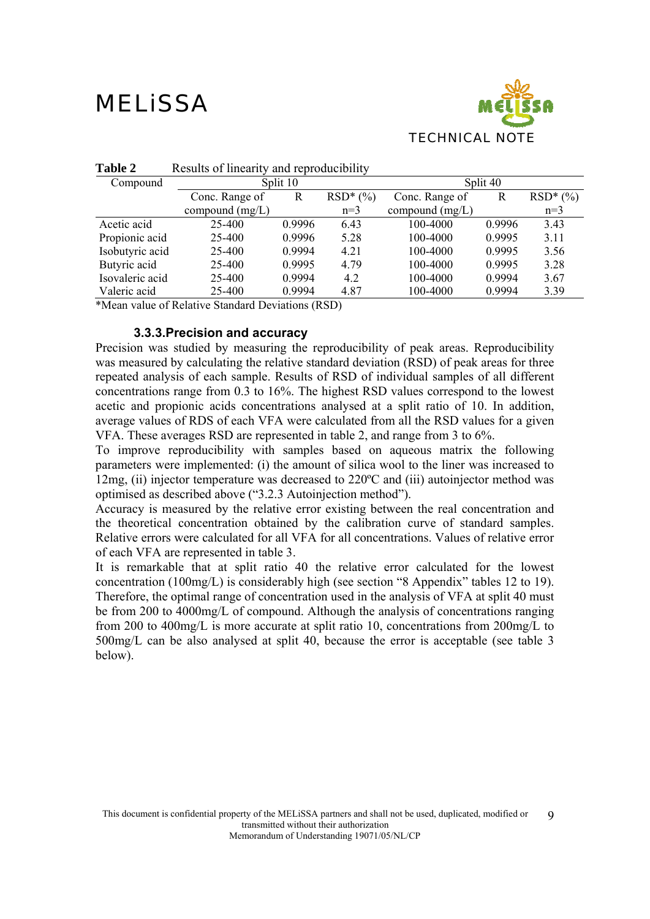**Table 2** Results of linearity and reproducibility

| Compound | Split 10 | | | Split 40 | | |
|---|---|---|---|---|---|---|
| | Conc. Range of compound (mg/L) | R | RSD* (%) n=3 | Conc. Range of compound (mg/L) | R | RSD* (%) n=3 |
| Acetic acid | 25-400 | 0.9996 | 6.43 | 100-4000 | 0.9996 | 3.43 |
| Propionic acid | 25-400 | 0.9996 | 5.28 | 100-4000 | 0.9995 | 3.11 |
| Isobutyric acid | 25-400 | 0.9994 | 4.21 | 100-4000 | 0.9995 | 3.56 |
| Butyric acid | 25-400 | 0.9995 | 4.79 | 100-4000 | 0.9995 | 3.28 |
| Isovaleric acid | 25-400 | 0.9994 | 4.2 | 100-4000 | 0.9994 | 3.67 |
| Valeric acid | 25-400 | 0.9994 | 4.87 | 100-4000 | 0.9994 | 3.39 |

*Mean value of Relative Standard Deviations (RSD)

### 3.3.3. Precision and accuracy

Precision was studied by measuring the reproducibility of peak areas. Reproducibility was measured by calculating the relative standard deviation (RSD) of peak areas for three repeated analysis of each sample. Results of RSD of individual samples of all different concentrations range from 0.3 to 16%. The highest RSD values correspond to the lowest acetic and propionic acids concentrations analysed at a split ratio of 10. In addition, average values of RDS of each VFA were calculated from all the RSD values for a given VFA. These averages RSD are represented in table 2, and range from 3 to 6%.

To improve reproducibility with samples based on aqueous matrix the following parameters were implemented: (i) the amount of silica wool to the liner was increased to 12mg, (ii) injector temperature was decreased to 220ºC and (iii) autoinjector method was optimised as described above ("3.2.3 Autoinjection method").

Accuracy is measured by the relative error existing between the real concentration and the theoretical concentration obtained by the calibration curve of standard samples. Relative errors were calculated for all VFA for all concentrations. Values of relative error of each VFA are represented in table 3.

It is remarkable that at split ratio 40 the relative error calculated for the lowest concentration (100mg/L) is considerably high (see section "8 Appendix" tables 12 to 19). Therefore, the optimal range of concentration used in the analysis of VFA at split 40 must be from 200 to 4000mg/L of compound. Although the analysis of concentrations ranging from 200 to 400mg/L is more accurate at split ratio 10, concentrations from 200mg/L to 500mg/L can be also analysed at split 40, because the error is acceptable (see table 3 below).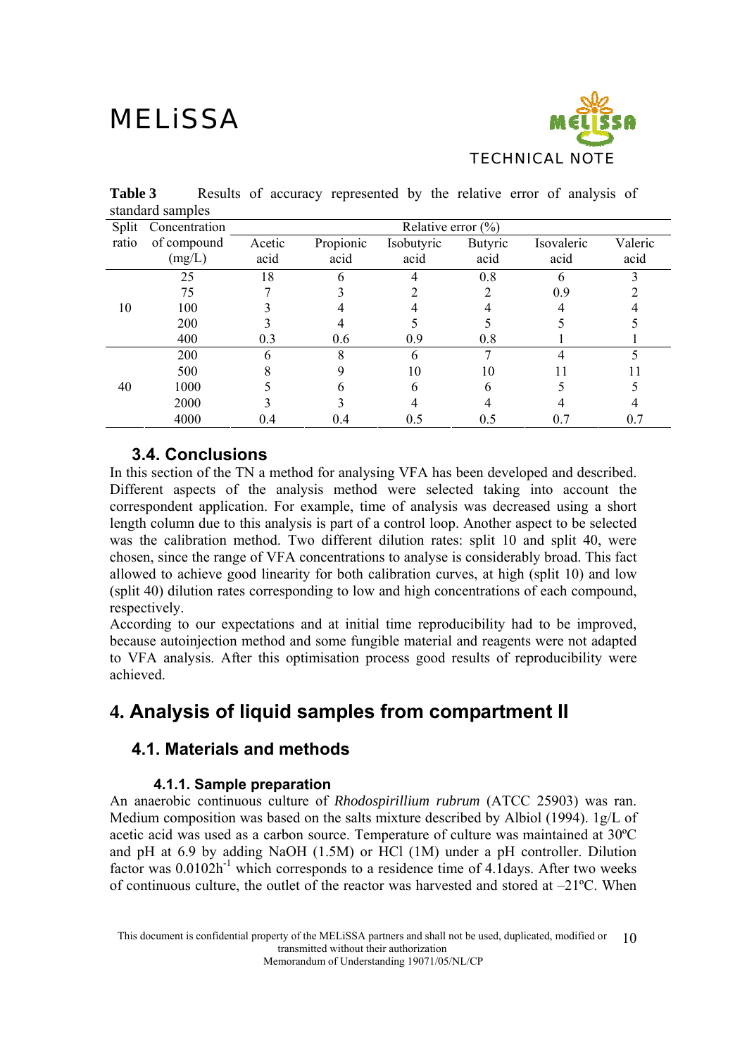**Table 3** Results of accuracy represented by the relative error of analysis of standard samples

| Split ratio | Concentration of compound (mg/L) | Relative error (%) | | | | | |
|---|---|---|---|---|---|---|---|
| | | Acetic acid | Propionic acid | Isobutyric acid | Butyric acid | Isovaleric acid | Valeric acid |
| 10 | 25 | 18 | 6 | 4 | 0.8 | 6 | 3 |
| | 75 | 7 | 3 | 2 | 2 | 0.9 | 2 |
| | 100 | 3 | 4 | 4 | 4 | 4 | 4 |
| | 200 | 3 | 4 | 5 | 5 | 5 | 5 |
| | 400 | 0.3 | 0.6 | 0.9 | 0.8 | 1 | 1 |
| 40 | 200 | 6 | 8 | 6 | 7 | 4 | 5 |
| | 500 | 8 | 9 | 10 | 10 | 11 | 11 |
| | 1000 | 5 | 6 | 6 | 6 | 5 | 5 |
| | 2000 | 3 | 3 | 4 | 4 | 4 | 4 |
| | 4000 | 0.4 | 0.4 | 0.5 | 0.5 | 0.7 | 0.7 |

### 3.4. Conclusions

In this section of the TN a method for analysing VFA has been developed and described. Different aspects of the analysis method were selected taking into account the correspondent application. For example, time of analysis was decreased using a short length column due to this analysis is part of a control loop. Another aspect to be selected was the calibration method. Two different dilution rates: split 10 and split 40, were chosen, since the range of VFA concentrations to analyse is considerably broad. This fact allowed to achieve good linearity for both calibration curves, at high (split 10) and low (split 40) dilution rates corresponding to low and high concentrations of each compound, respectively.

According to our expectations and at initial time reproducibility had to be improved, because autoinjection method and some fungible material and reagents were not adapted to VFA analysis. After this optimisation process good results of reproducibility were achieved.

## 4. Analysis of liquid samples from compartment II

### 4.1. Materials and methods

#### 4.1.1. Sample preparation

An anaerobic continuous culture of *Rhodospirillium rubrum* (ATCC 25903) was ran. Medium composition was based on the salts mixture described by Albiol (1994). 1g/L of acetic acid was used as a carbon source. Temperature of culture was maintained at 30ºC and pH at 6.9 by adding NaOH (1.5M) or HCl (1M) under a pH controller. Dilution factor was $0.0102h^{-1}$ which corresponds to a residence time of 4.1days. After two weeks of continuous culture, the outlet of the reactor was harvested and stored at –21ºC. When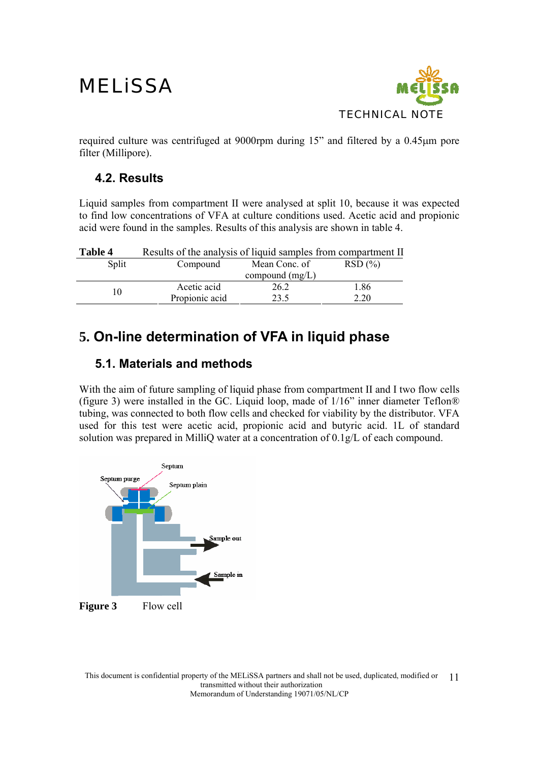required culture was centrifuged at 9000rpm during 15” and filtered by a 0.45μm pore filter (Millipore).

## 4.2. Results

Liquid samples from compartment II were analysed at split 10, because it was expected to find low concentrations of VFA at culture conditions used. Acetic acid and propionic acid were found in the samples. Results of this analysis are shown in table 4.

**Table 4** Results of the analysis of liquid samples from compartment II

| Split | Compound | Mean Conc. of compound (mg/L) | RSD (%) |
|---|---|---|---|
| 10 | Acetic acid | 26.2 | 1.86 |
| | Propionic acid | 23.5 | 2.20 |

# 5. On-line determination of VFA in liquid phase

## 5.1. Materials and methods

With the aim of future sampling of liquid phase from compartment II and I two flow cells (figure 3) were installed in the GC. Liquid loop, made of 1/16” inner diameter Teflon® tubing, was connected to both flow cells and checked for viability by the distributor. VFA used for this test were acetic acid, propionic acid and butyric acid. 1L of standard solution was prepared in MilliQ water at a concentration of 0.1g/L of each compound.

**Figure 3** Flow cell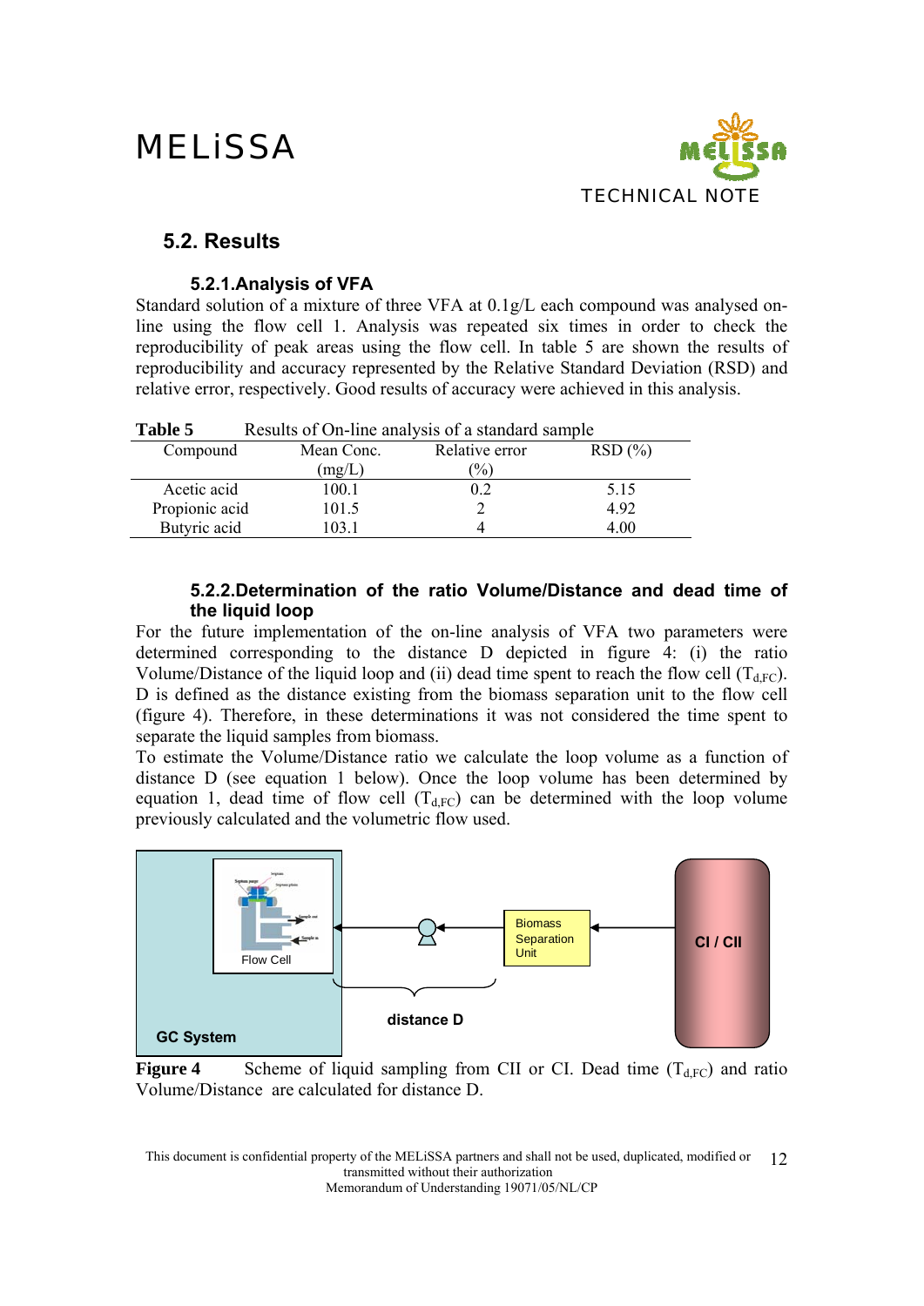## 5.2. Results

### 5.2.1. Analysis of VFA

Standard solution of a mixture of three VFA at 0.1g/L each compound was analysed on-line using the flow cell 1. Analysis was repeated six times in order to check the reproducibility of peak areas using the flow cell. In table 5 are shown the results of reproducibility and accuracy represented by the Relative Standard Deviation (RSD) and relative error, respectively. Good results of accuracy were achieved in this analysis.

**Table 5** Results of On-line analysis of a standard sample

| Compound | Mean Conc. (mg/L) | Relative error (%) | RSD (%) |
|---|---|---|---|
| Acetic acid | 100.1 | 0.2 | 5.15 |
| Propionic acid | 101.5 | 2 | 4.92 |
| Butyric acid | 103.1 | 4 | 4.00 |

### 5.2.2. Determination of the ratio Volume/Distance and dead time of the liquid loop

For the future implementation of the on-line analysis of VFA two parameters were determined corresponding to the distance D depicted in figure 4: (i) the ratio Volume/Distance of the liquid loop and (ii) dead time spent to reach the flow cell ($T_{d,FC}$). D is defined as the distance existing from the biomass separation unit to the flow cell (figure 4). Therefore, in these determinations it was not considered the time spent to separate the liquid samples from biomass.

To estimate the Volume/Distance ratio we calculate the loop volume as a function of distance D (see equation 1 below). Once the loop volume has been determined by equation 1, dead time of flow cell ($T_{d,FC}$) can be determined with the loop volume previously calculated and the volumetric flow used.

Flow Cell

GC System

distance D

Biomass Separation Unit

CI / CII

**Figure 4** Scheme of liquid sampling from CII or CI. Dead time ($T_{d,FC}$) and ratio Volume/Distance are calculated for distance D.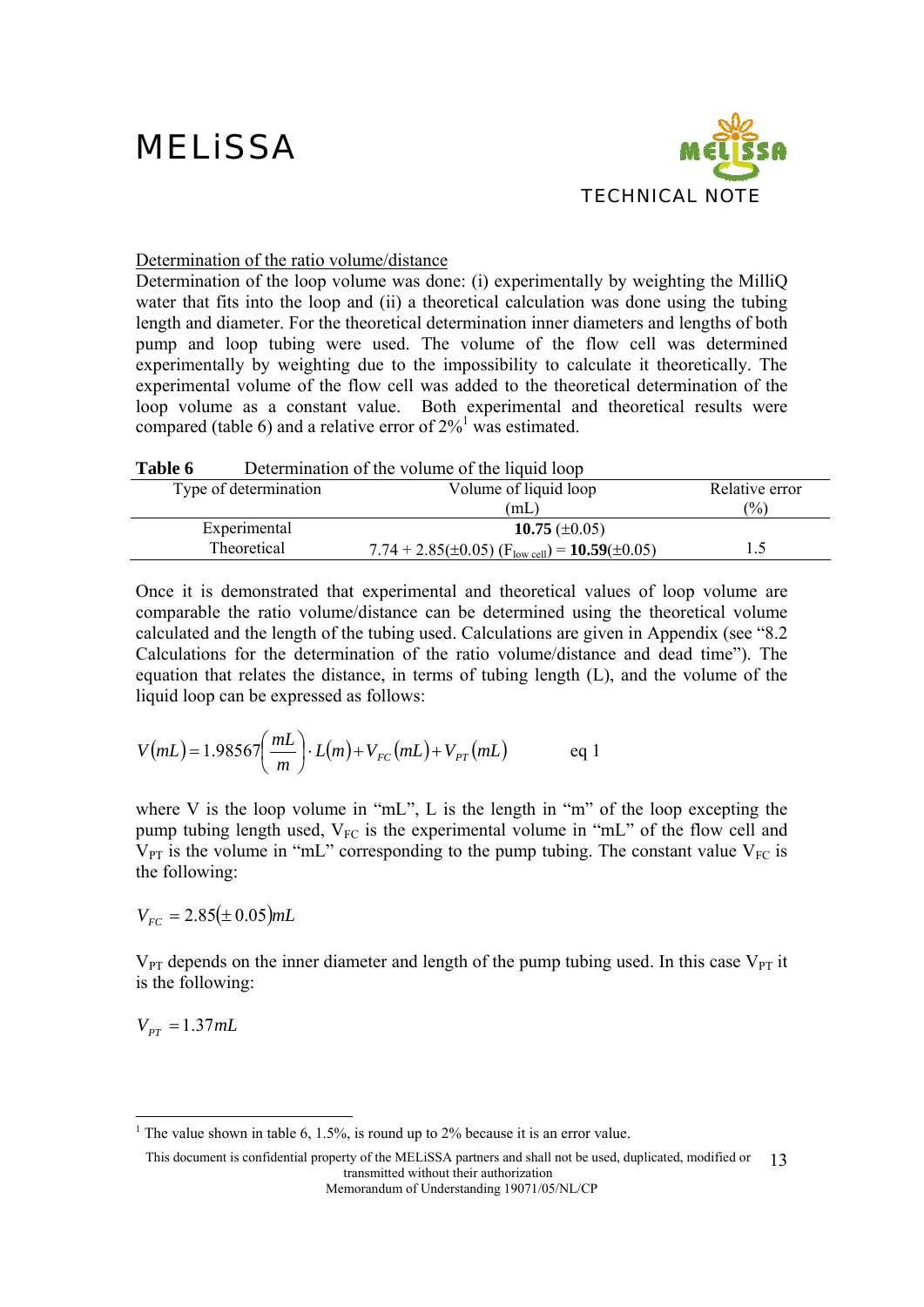Determination of the ratio volume/distance

Determination of the loop volume was done: (i) experimentally by weighting the MilliQ water that fits into the loop and (ii) a theoretical calculation was done using the tubing length and diameter. For the theoretical determination inner diameters and lengths of both pump and loop tubing were used. The volume of the flow cell was determined experimentally by weighting due to the impossibility to calculate it theoretically. The experimental volume of the flow cell was added to the theoretical determination of the loop volume as a constant value. Both experimental and theoretical results were compared (table 6) and a relative error of 2%[1] was estimated.

**Table 6** Determination of the volume of the liquid loop

| Type of determination | Volume of liquid loop (mL) | Relative error (%) |
|---|---|---|
| Experimental | **10.75** (±0.05) | |
| Theoretical | 7.74 + 2.85(±0.05) ($F_{low\ cell}$) = **10.59**(±0.05) | 1.5 |

Once it is demonstrated that experimental and theoretical values of loop volume are comparable the ratio volume/distance can be determined using the theoretical volume calculated and the length of the tubing used. Calculations are given in Appendix (see "8.2 Calculations for the determination of the ratio volume/distance and dead time"). The equation that relates the distance, in terms of tubing length (L), and the volume of the liquid loop can be expressed as follows:

$$V(mL) = 1.98567\left(\frac{mL}{m}\right) \cdot L(m) + V_{FC}(mL) + V_{PT}(mL) \qquad \text{eq 1}$$

where V is the loop volume in "mL", L is the length in "m" of the loop excepting the pump tubing length used, $V_{FC}$ is the experimental volume in "mL" of the flow cell and $V_{PT}$ is the volume in "mL" corresponding to the pump tubing. The constant value $V_{FC}$ is the following:

$$V_{FC} = 2.85(\pm 0.05)mL$$

$V_{PT}$ depends on the inner diameter and length of the pump tubing used. In this case $V_{PT}$ it is the following:

$$V_{PT} = 1.37mL$$

[1] The value shown in table 6, 1.5%, is round up to 2% because it is an error value.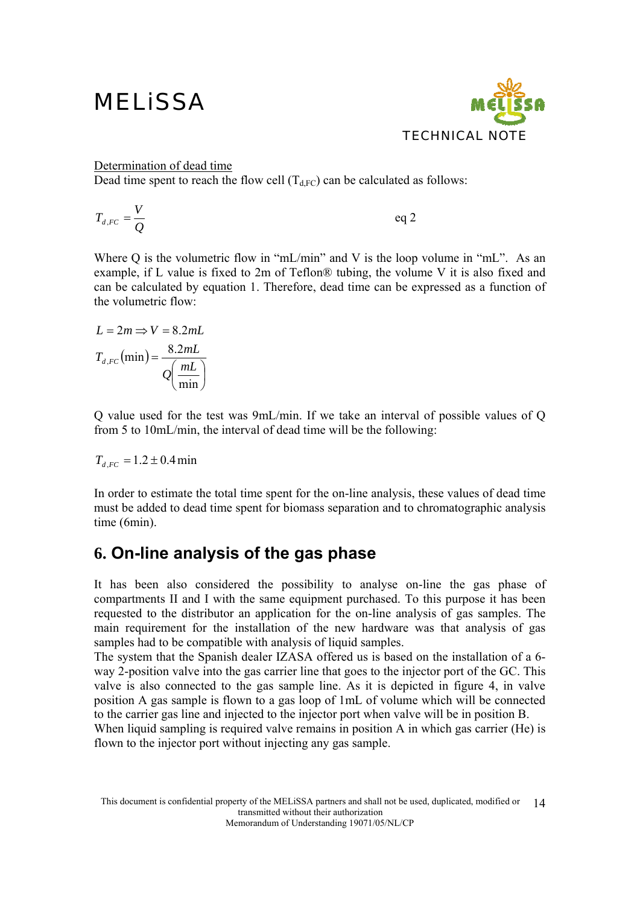Determination of dead time

Dead time spent to reach the flow cell ($T_{d,FC}$) can be calculated as follows:

$$T_{d,FC} = \frac{V}{Q} \qquad \text{eq 2}$$

Where Q is the volumetric flow in "mL/min" and V is the loop volume in "mL". As an example, if L value is fixed to 2m of Teflon® tubing, the volume V it is also fixed and can be calculated by equation 1. Therefore, dead time can be expressed as a function of the volumetric flow:

$$L = 2m \Rightarrow V = 8.2mL$$

$$T_{d,FC}(\min) = \frac{8.2mL}{Q\left(\frac{mL}{\min}\right)}$$

Q value used for the test was 9mL/min. If we take an interval of possible values of Q from 5 to 10mL/min, the interval of dead time will be the following:

$$T_{d,FC} = 1.2 \pm 0.4\,\min$$

In order to estimate the total time spent for the on-line analysis, these values of dead time must be added to dead time spent for biomass separation and to chromatographic analysis time (6min).

## 6. On-line analysis of the gas phase

It has been also considered the possibility to analyse on-line the gas phase of compartments II and I with the same equipment purchased. To this purpose it has been requested to the distributor an application for the on-line analysis of gas samples. The main requirement for the installation of the new hardware was that analysis of gas samples had to be compatible with analysis of liquid samples.

The system that the Spanish dealer IZASA offered us is based on the installation of a 6-way 2-position valve into the gas carrier line that goes to the injector port of the GC. This valve is also connected to the gas sample line. As it is depicted in figure 4, in valve position A gas sample is flown to a gas loop of 1mL of volume which will be connected to the carrier gas line and injected to the injector port when valve will be in position B.

When liquid sampling is required valve remains in position A in which gas carrier (He) is flown to the injector port without injecting any gas sample.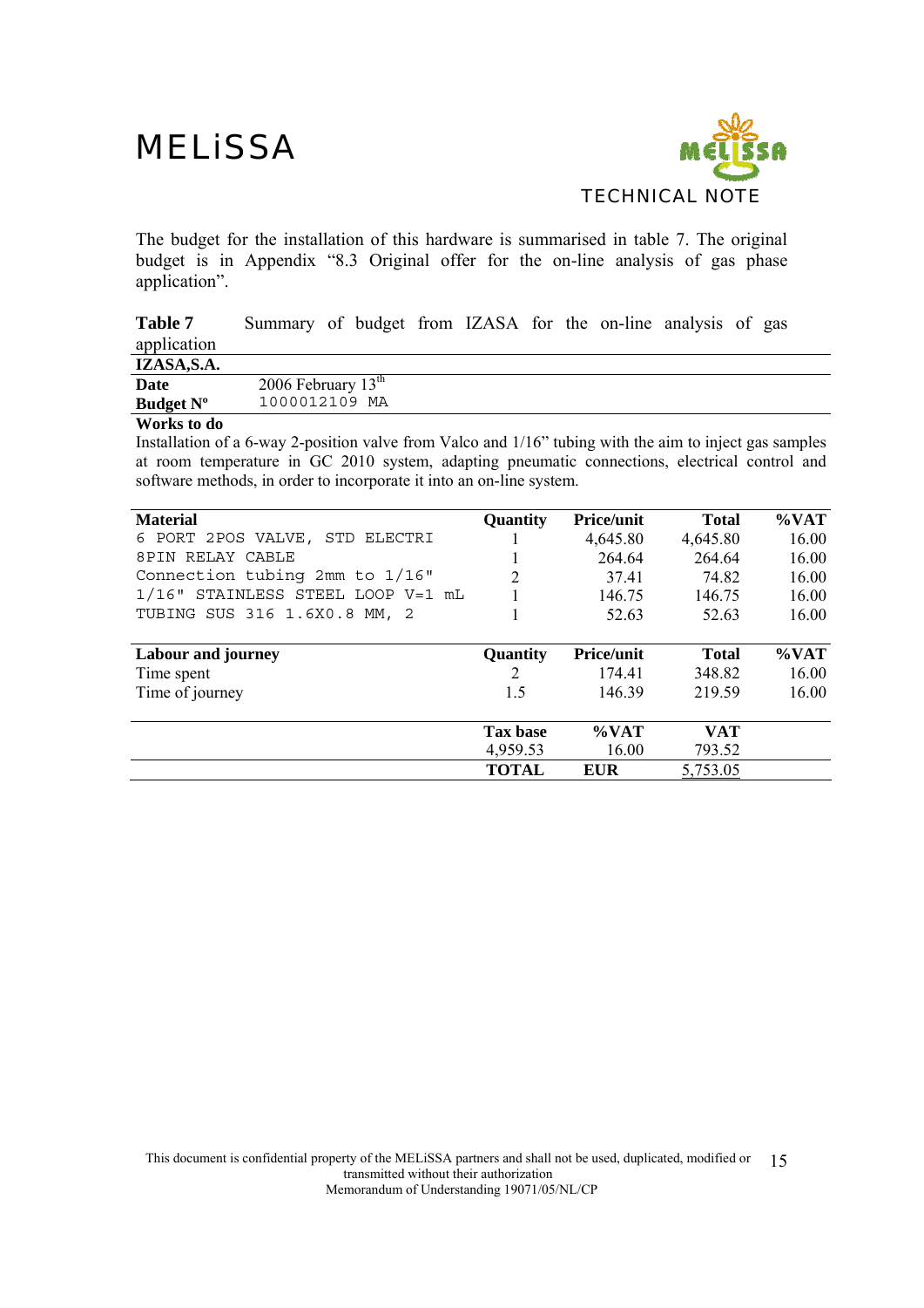The budget for the installation of this hardware is summarised in table 7. The original budget is in Appendix "8.3 Original offer for the on-line analysis of gas phase application".

**Table 7** Summary of budget from IZASA for the on-line analysis of gas application

| **IZASA,S.A.** | |
|---|---|
| **Date** | 2006 February 13th |
| **Budget Nº** | 1000012109 MA |

**Works to do**

Installation of a 6-way 2-position valve from Valco and 1/16" tubing with the aim to inject gas samples at room temperature in GC 2010 system, adapting pneumatic connections, electrical control and software methods, in order to incorporate it into an on-line system.

| **Material** | **Quantity** | **Price/unit** | **Total** | **%VAT** |
|---|---|---|---|---|
| 6 PORT 2POS VALVE, STD ELECTRI | 1 | 4,645.80 | 4,645.80 | 16.00 |
| 8PIN RELAY CABLE | 1 | 264.64 | 264.64 | 16.00 |
| Connection tubing 2mm to 1/16" | 2 | 37.41 | 74.82 | 16.00 |
| 1/16" STAINLESS STEEL LOOP V=1 mL | 1 | 146.75 | 146.75 | 16.00 |
| TUBING SUS 316 1.6X0.8 MM, 2 | 1 | 52.63 | 52.63 | 16.00 |
| **Labour and journey** | **Quantity** | **Price/unit** | **Total** | **%VAT** |
| Time spent | 2 | 174.41 | 348.82 | 16.00 |
| Time of journey | 1.5 | 146.39 | 219.59 | 16.00 |
| | **Tax base** | **%VAT** | **VAT** | |
| | 4,959.53 | 16.00 | 793.52 | |
| | **TOTAL** | **EUR** | 5,753.05 | |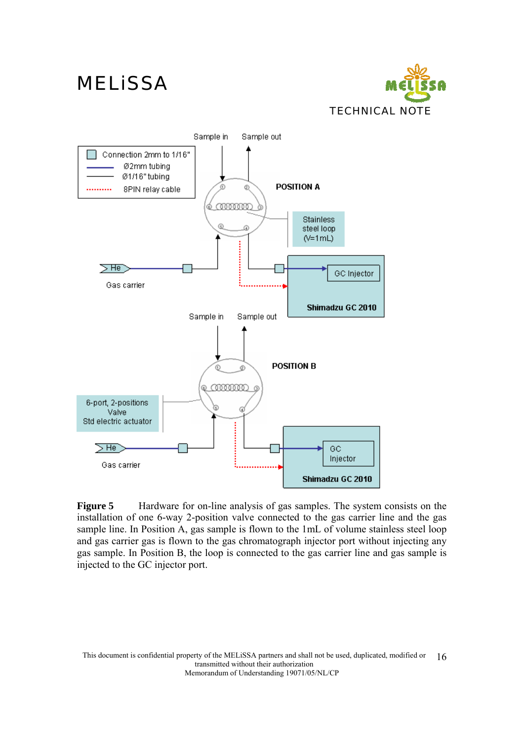Sample in Sample out

| | |
|---|---|
| ☐ | Connection 2mm to 1/16" |
| — | Ø2mm tubing |
| — | Ø1/16" tubing |
| ........ | 8PIN relay cable |

POSITION A

Stainless steel loop (V=1mL)

He

Gas carrier

GC Injector

Shimadzu GC 2010

Sample in Sample out

POSITION B

6-port, 2-positions Valve Std electric actuator

He

Gas carrier

GC Injector

Shimadzu GC 2010

**Figure 5** Hardware for on-line analysis of gas samples. The system consists on the installation of one 6-way 2-position valve connected to the gas carrier line and the gas sample line. In Position A, gas sample is flown to the 1mL of volume stainless steel loop and gas carrier gas is flown to the gas chromatograph injector port without injecting any gas sample. In Position B, the loop is connected to the gas carrier line and gas sample is injected to the GC injector port.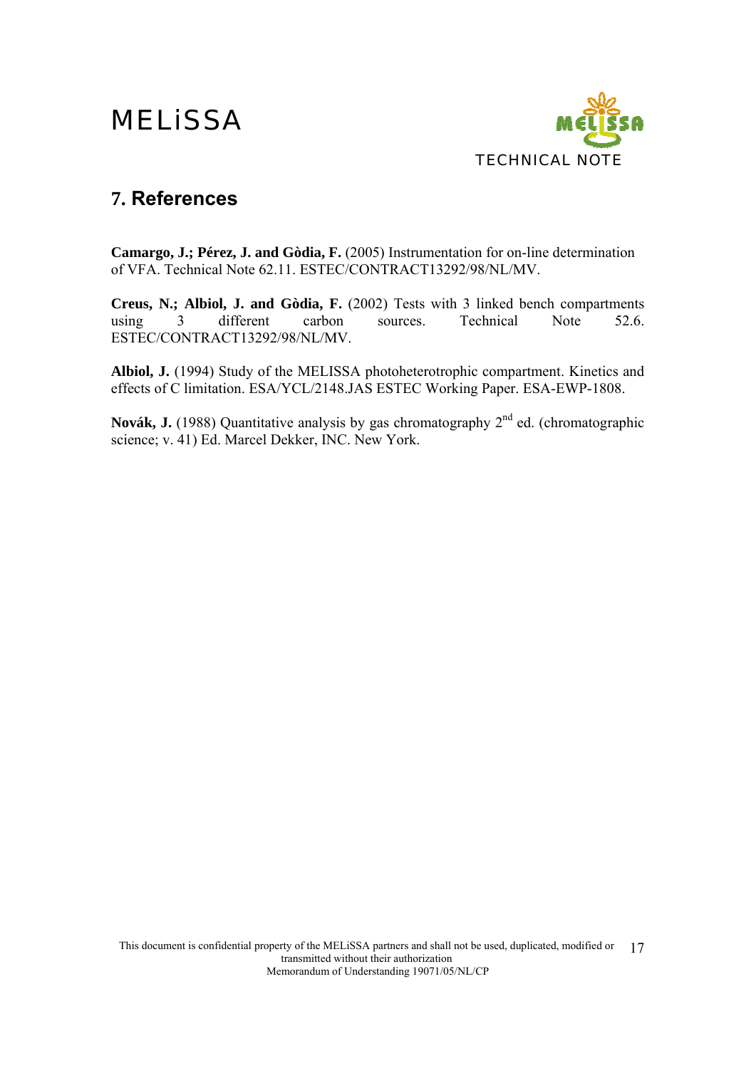## 7. References

**Camargo, J.; Pérez, J. and Gòdia, F.** (2005) Instrumentation for on-line determination of VFA. Technical Note 62.11. ESTEC/CONTRACT13292/98/NL/MV.

**Creus, N.; Albiol, J. and Gòdia, F.** (2002) Tests with 3 linked bench compartments using 3 different carbon sources. Technical Note 52.6. ESTEC/CONTRACT13292/98/NL/MV.

**Albiol, J.** (1994) Study of the MELISSA photoheterotrophic compartment. Kinetics and effects of C limitation. ESA/YCL/2148.JAS ESTEC Working Paper. ESA-EWP-1808.

**Novák, J.** (1988) Quantitative analysis by gas chromatography 2nd ed. (chromatographic science; v. 41) Ed. Marcel Dekker, INC. New York.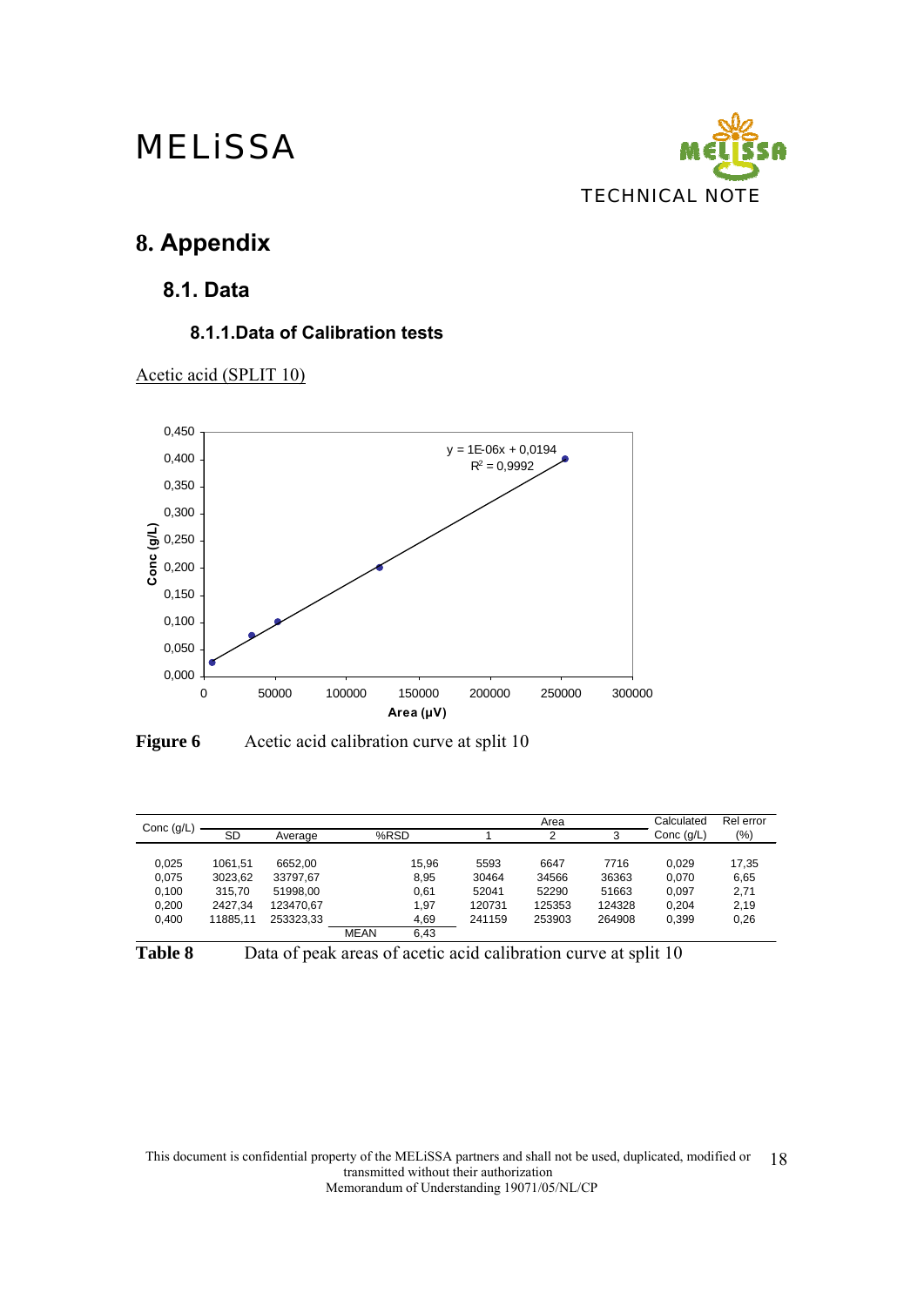# 8. Appendix

## 8.1. Data

### 8.1.1. Data of Calibration tests

Acetic acid (SPLIT 10)

**Figure 6** Acetic acid calibration curve at split 10

| Conc (g/L) | SD | Average | %RSD | | Area 1 | Area 2 | Area 3 | Calculated Conc (g/L) | Rel error (%) |
|---|---|---|---|---|---|---|---|---|---|
| 0,025 | 1061,51 | 6652,00 | | 15,96 | 5593 | 6647 | 7716 | 0,029 | 17,35 |
| 0,075 | 3023,62 | 33797,67 | | 8,95 | 30464 | 34566 | 36363 | 0,070 | 6,65 |
| 0,100 | 315,70 | 51998,00 | | 0,61 | 52041 | 52290 | 51663 | 0,097 | 2,71 |
| 0,200 | 2427,34 | 123470,67 | | 1,97 | 120731 | 125353 | 124328 | 0,204 | 2,19 |
| 0,400 | 11885,11 | 253323,33 | | 4,69 | 241159 | 253903 | 264908 | 0,399 | 0,26 |
| | | | MEAN | 6,43 | | | | | |

**Table 8** Data of peak areas of acetic acid calibration curve at split 10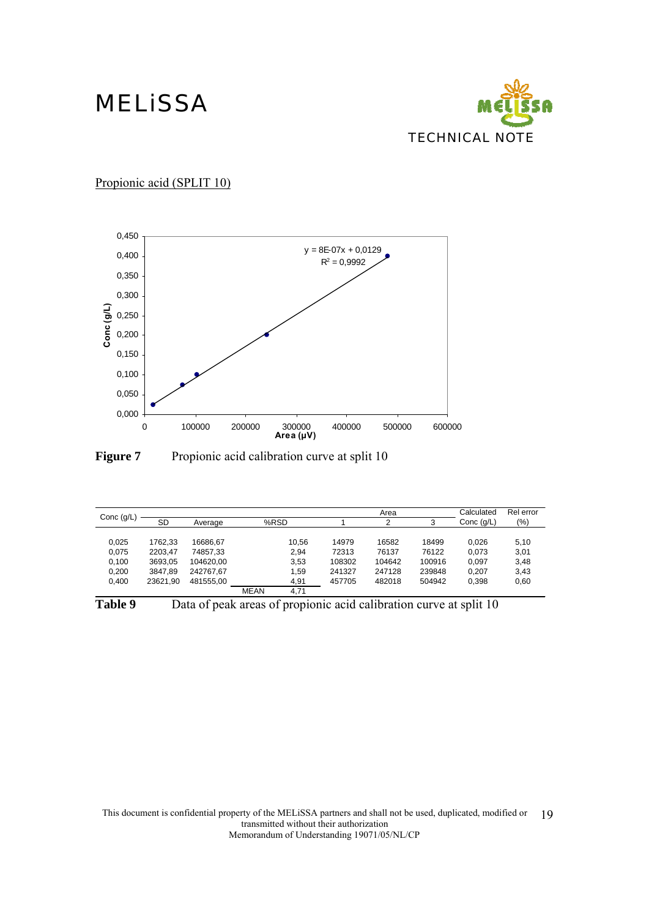Propionic acid (SPLIT 10)

Figure 7 Propionic acid calibration curve at split 10

| Conc (g/L) | SD | Average | %RSD | Area 1 | Area 2 | Area 3 | Calculated Conc (g/L) | Rel error (%) |
|---|---|---|---|---|---|---|---|---|
| 0,025 | 1762,33 | 16686,67 | 10,56 | 14979 | 16582 | 18499 | 0,026 | 5,10 |
| 0,075 | 2203,47 | 74857,33 | 2,94 | 72313 | 76137 | 76122 | 0,073 | 3,01 |
| 0,100 | 3693,05 | 104620,00 | 3,53 | 108302 | 104642 | 100916 | 0,097 | 3,48 |
| 0,200 | 3847,89 | 242767,67 | 1,59 | 241327 | 247128 | 239848 | 0,207 | 3,43 |
| 0,400 | 23621,90 | 481555,00 | 4,91 | 457705 | 482018 | 504942 | 0,398 | 0,60 |
| | | MEAN | 4,71 | | | | | |

Table 9 Data of peak areas of propionic acid calibration curve at split 10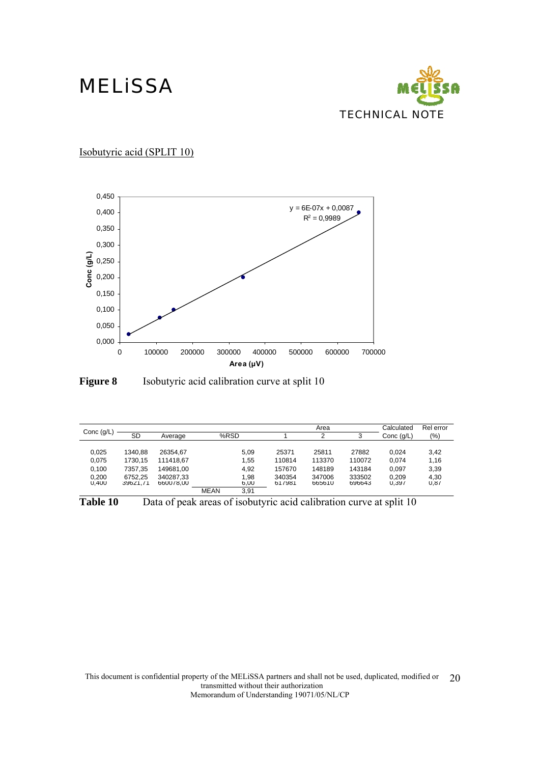Isobutyric acid (SPLIT 10)

**Figure 8** Isobutyric acid calibration curve at split 10

| Conc (g/L) | SD | Average | %RSD | Area 1 | Area 2 | Area 3 | Calculated Conc (g/L) | Rel error (%) |
|---|---|---|---|---|---|---|---|---|
| 0,025 | 1340,88 | 26354,67 | 5,09 | 25371 | 25811 | 27882 | 0,024 | 3,42 |
| 0,075 | 1730,15 | 111418,67 | 1,55 | 110814 | 113370 | 110072 | 0,074 | 1,16 |
| 0,100 | 7357,35 | 149681,00 | 4,92 | 157670 | 148189 | 143184 | 0,097 | 3,39 |
| 0,200 | 6752,25 | 340287,33 | 1,98 | 340354 | 347006 | 333502 | 0,209 | 4,30 |
| 0,400 | 39621,71 | 660078,00 | 6,00 | 617981 | 665610 | 696643 | 0,397 | 0,87 |
| | | MEAN | 3,91 | | | | | |

**Table 10** Data of peak areas of isobutyric acid calibration curve at split 10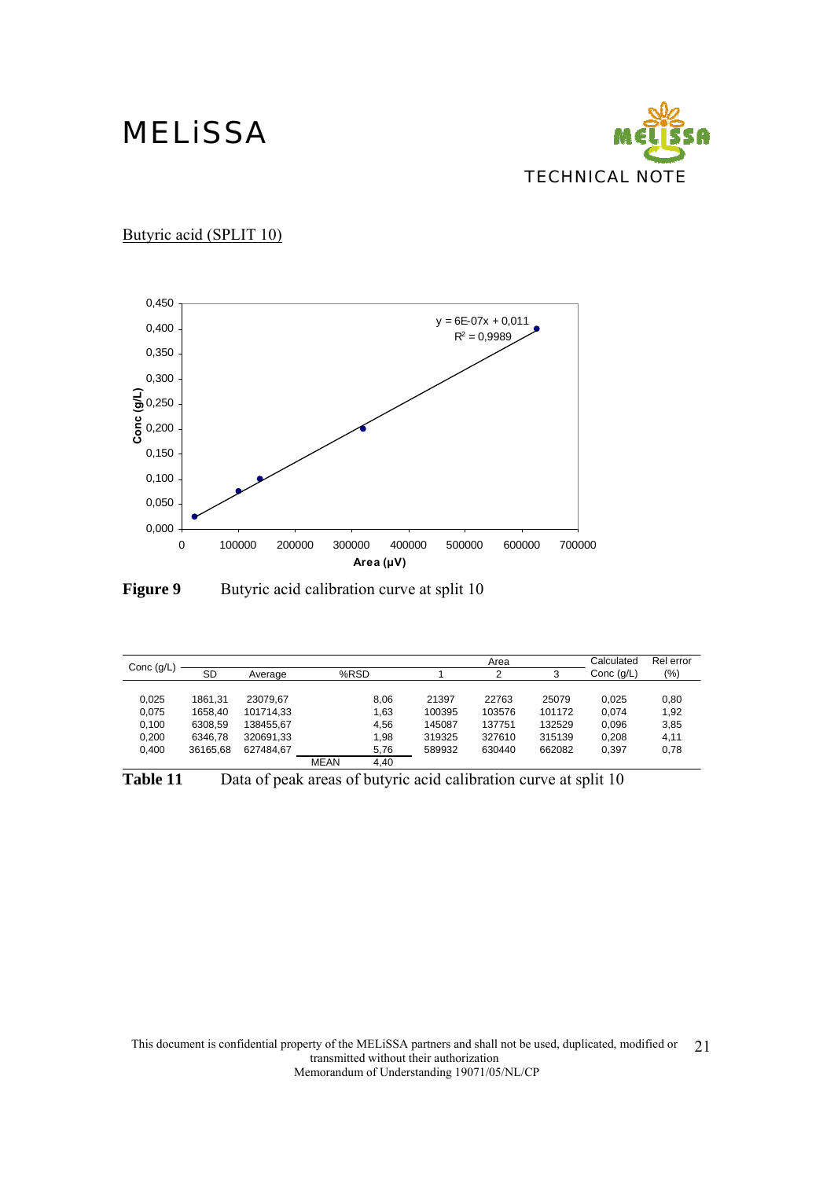Butyric acid (SPLIT 10)

**Figure 9** Butyric acid calibration curve at split 10

| Conc (g/L) | SD | Average | %RSD | Area 1 | Area 2 | Area 3 | Calculated Conc (g/L) | Rel error (%) |
|---|---|---|---|---|---|---|---|---|
| 0,025 | 1861,31 | 23079,67 | 8,06 | 21397 | 22763 | 25079 | 0,025 | 0,80 |
| 0,075 | 1658,40 | 101714,33 | 1,63 | 100395 | 103576 | 101172 | 0,074 | 1,92 |
| 0,100 | 6308,59 | 138455,67 | 4,56 | 145087 | 137751 | 132529 | 0,096 | 3,85 |
| 0,200 | 6346,78 | 320691,33 | 1,98 | 319325 | 327610 | 315139 | 0,208 | 4,11 |
| 0,400 | 36165,68 | 627484,67 | 5,76 | 589932 | 630440 | 662082 | 0,397 | 0,78 |
| | | MEAN | 4,40 | | | | | |

**Table 11** Data of peak areas of butyric acid calibration curve at split 10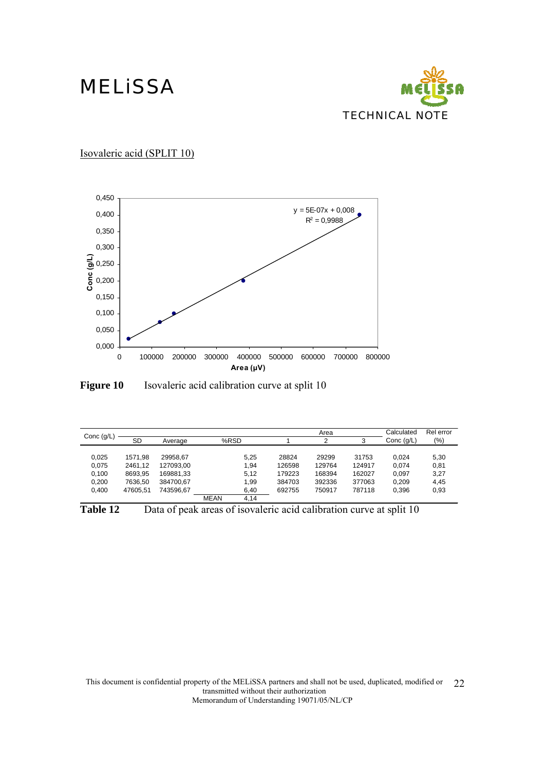Isovaleric acid (SPLIT 10)

**Figure 10** Isovaleric acid calibration curve at split 10

| Conc (g/L) | SD | Average | | %RSD | Area 1 | Area 2 | Area 3 | Calculated Conc (g/L) | Rel error (%) |
|---|---|---|---|---|---|---|---|---|---|
| 0,025 | 1571,98 | 29958,67 | | 5,25 | 28824 | 29299 | 31753 | 0,024 | 5,30 |
| 0,075 | 2461,12 | 127093,00 | | 1,94 | 126598 | 129764 | 124917 | 0,074 | 0,81 |
| 0,100 | 8693,95 | 169881,33 | | 5,12 | 179223 | 168394 | 162027 | 0,097 | 3,27 |
| 0,200 | 7636,50 | 384700,67 | | 1,99 | 384703 | 392336 | 377063 | 0,209 | 4,45 |
| 0,400 | 47605,51 | 743596,67 | | 6,40 | 692755 | 750917 | 787118 | 0,396 | 0,93 |
| | | | MEAN | 4,14 | | | | | |

**Table 12** Data of peak areas of isovaleric acid calibration curve at split 10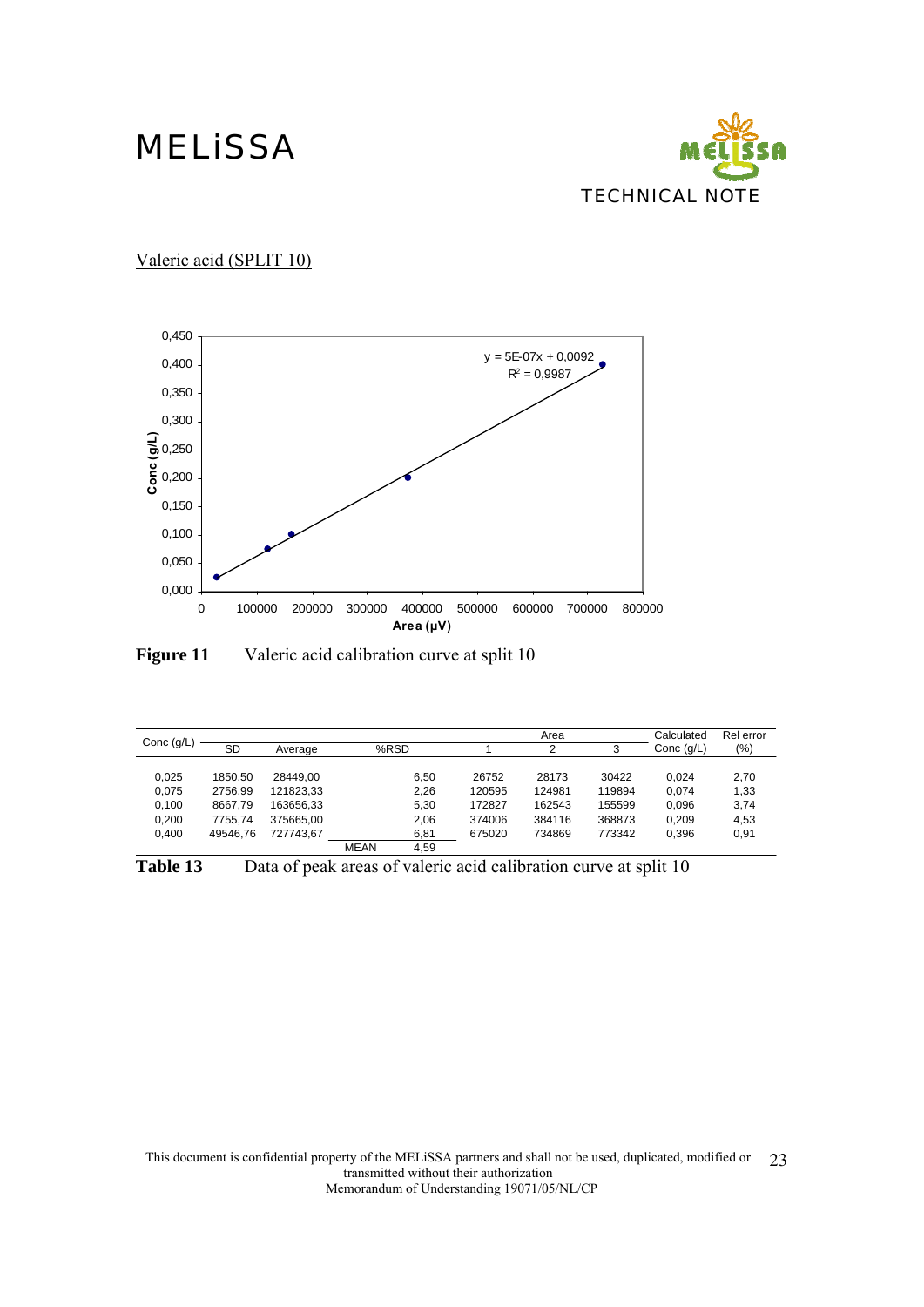Valeric acid (SPLIT 10)

**Figure 11** Valeric acid calibration curve at split 10

| Conc (g/L) | SD | Average | %RSD | Area 1 | Area 2 | Area 3 | Calculated Conc (g/L) | Rel error (%) |
|---|---|---|---|---|---|---|---|---|
| 0,025 | 1850,50 | 28449,00 | 6,50 | 26752 | 28173 | 30422 | 0,024 | 2,70 |
| 0,075 | 2756,99 | 121823,33 | 2,26 | 120595 | 124981 | 119894 | 0,074 | 1,33 |
| 0,100 | 8667,79 | 163656,33 | 5,30 | 172827 | 162543 | 155599 | 0,096 | 3,74 |
| 0,200 | 7755,74 | 375665,00 | 2,06 | 374006 | 384116 | 368873 | 0,209 | 4,53 |
| 0,400 | 49546,76 | 727743,67 | 6,81 | 675020 | 734869 | 773342 | 0,396 | 0,91 |
| | | MEAN | 4,59 | | | | | |

**Table 13** Data of peak areas of valeric acid calibration curve at split 10

This document is confidential property of the MELiSSA partners and shall not be used, duplicated, modified or transmitted without their authorization
Memorandum of Understanding 19071/05/NL/CP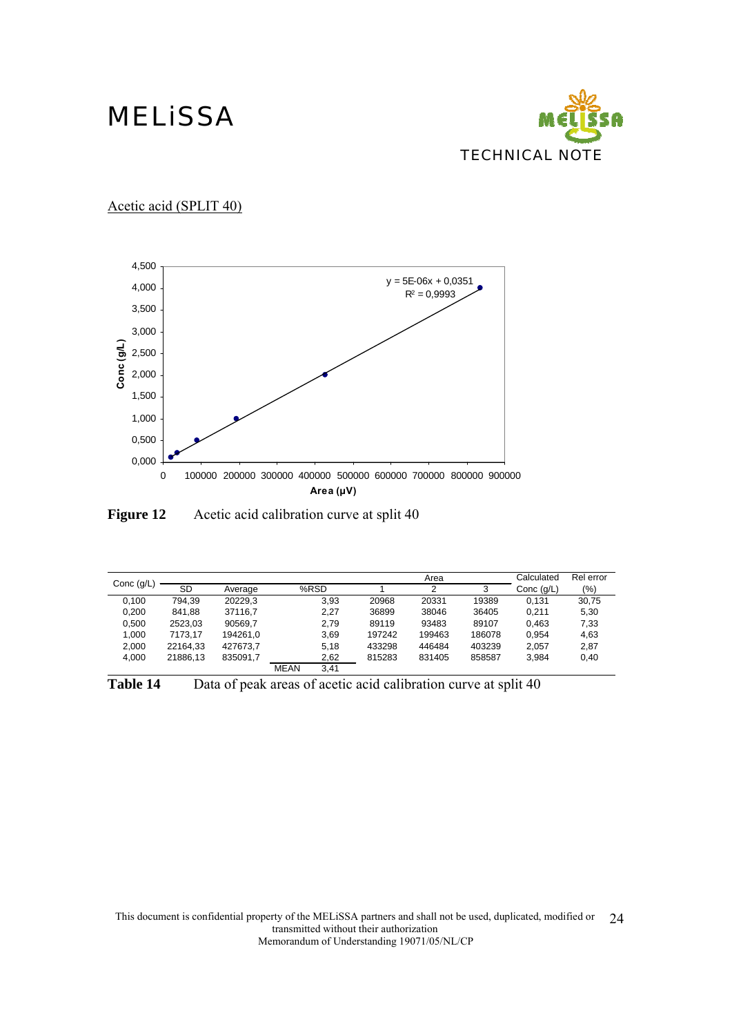Acetic acid (SPLIT 40)

**Figure 12** Acetic acid calibration curve at split 40

| Conc (g/L) | SD | Average | %RSD | Area 1 | Area 2 | Area 3 | Calculated Conc (g/L) | Rel error (%) |
|---|---|---|---|---|---|---|---|---|
| 0,100 | 794,39 | 20229,3 | 3,93 | 20968 | 20331 | 19389 | 0,131 | 30,75 |
| 0,200 | 841,88 | 37116,7 | 2,27 | 36899 | 38046 | 36405 | 0,211 | 5,30 |
| 0,500 | 2523,03 | 90569,7 | 2,79 | 89119 | 93483 | 89107 | 0,463 | 7,33 |
| 1,000 | 7173,17 | 194261,0 | 3,69 | 197242 | 199463 | 186078 | 0,954 | 4,63 |
| 2,000 | 22164,33 | 427673,7 | 5,18 | 433298 | 446484 | 403239 | 2,057 | 2,87 |
| 4,000 | 21886,13 | 835091,7 | 2,62 | 815283 | 831405 | 858587 | 3,984 | 0,40 |
| | | MEAN | 3,41 | | | | | |

**Table 14** Data of peak areas of acetic acid calibration curve at split 40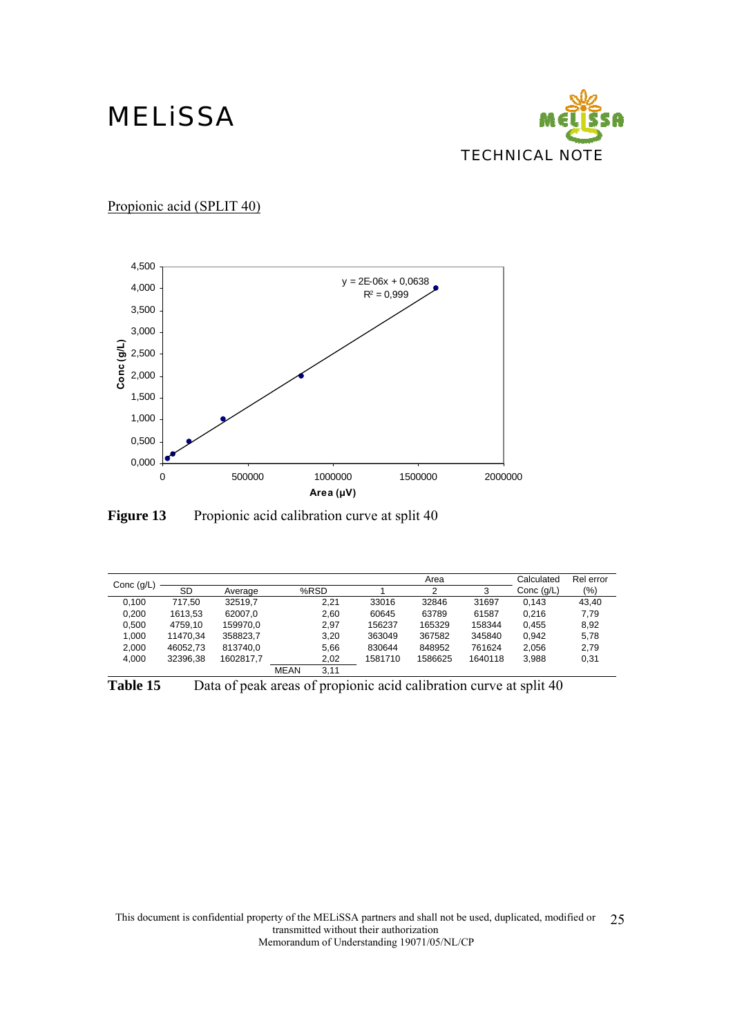Propionic acid (SPLIT 40)

Figure 13 Propionic acid calibration curve at split 40

| Conc (g/L) | SD | Average | %RSD | | Area 1 | Area 2 | Area 3 | Calculated Conc (g/L) | Rel error (%) |
|---|---|---|---|---|---|---|---|---|---|
| 0,100 | 717,50 | 32519,7 | | 2,21 | 33016 | 32846 | 31697 | 0,143 | 43,40 |
| 0,200 | 1613,53 | 62007,0 | | 2,60 | 60645 | 63789 | 61587 | 0,216 | 7,79 |
| 0,500 | 4759,10 | 159970,0 | | 2,97 | 156237 | 165329 | 158344 | 0,455 | 8,92 |
| 1,000 | 11470,34 | 358823,7 | | 3,20 | 363049 | 367582 | 345840 | 0,942 | 5,78 |
| 2,000 | 46052,73 | 813740,0 | | 5,66 | 830644 | 848952 | 761624 | 2,056 | 2,79 |
| 4,000 | 32396,38 | 1602817,7 | | 2,02 | 1581710 | 1586625 | 1640118 | 3,988 | 0,31 |
| | | | MEAN | 3,11 | | | | | |

**Table 15** Data of peak areas of propionic acid calibration curve at split 40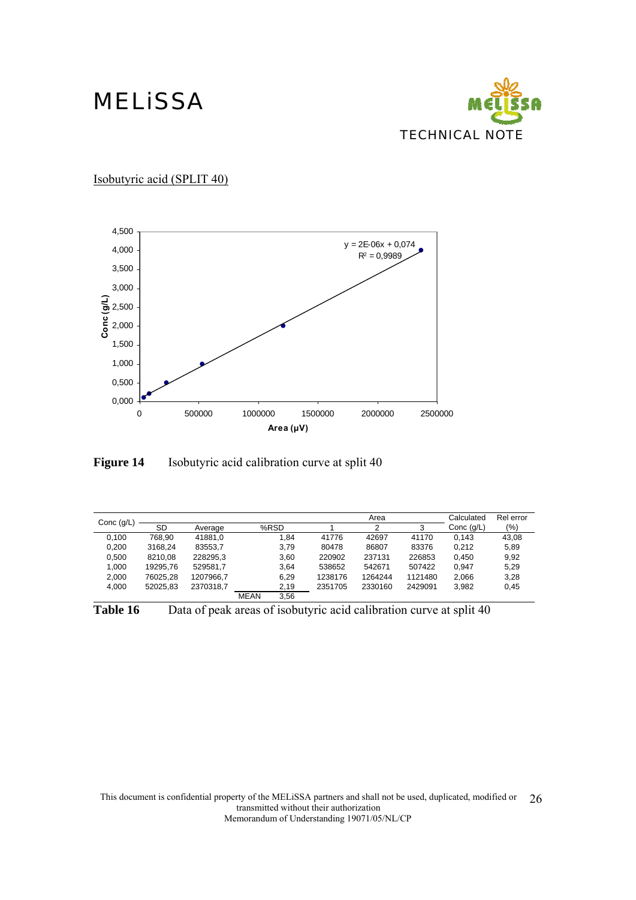Isobutyric acid (SPLIT 40)

Figure 14 Isobutyric acid calibration curve at split 40

| Conc (g/L) | SD | Average | %RSD | Area 1 | Area 2 | Area 3 | Calculated Conc (g/L) | Rel error (%) |
|---|---|---|---|---|---|---|---|---|
| 0,100 | 768,90 | 41881,0 | 1,84 | 41776 | 42697 | 41170 | 0,143 | 43,08 |
| 0,200 | 3168,24 | 83553,7 | 3,79 | 80478 | 86807 | 83376 | 0,212 | 5,89 |
| 0,500 | 8210,08 | 228295,3 | 3,60 | 220902 | 237131 | 226853 | 0,450 | 9,92 |
| 1,000 | 19295,76 | 529581,7 | 3,64 | 538652 | 542671 | 507422 | 0,947 | 5,29 |
| 2,000 | 76025,28 | 1207966,7 | 6,29 | 1238176 | 1264244 | 1121480 | 2,066 | 3,28 |
| 4,000 | 52025,83 | 2370318,7 | 2,19 | 2351705 | 2330160 | 2429091 | 3,982 | 0,45 |
| | | MEAN | 3,56 | | | | | |

Table 16 Data of peak areas of isobutyric acid calibration curve at split 40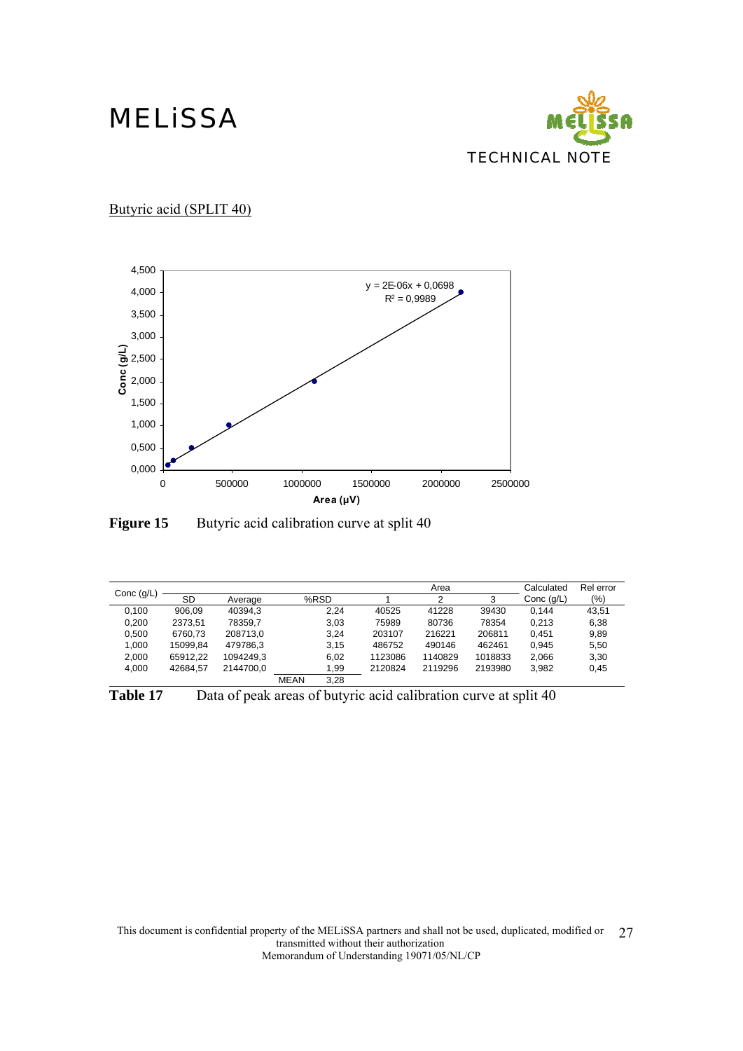Butyric acid (SPLIT 40)

**Figure 15** Butyric acid calibration curve at split 40

| Conc (g/L) | SD | Average | %RSD | Area 1 | Area 2 | Area 3 | Calculated Conc (g/L) | Rel error (%) |
|---|---|---|---|---|---|---|---|---|
| 0,100 | 906,09 | 40394,3 | 2,24 | 40525 | 41228 | 39430 | 0,144 | 43,51 |
| 0,200 | 2373,51 | 78359,7 | 3,03 | 75989 | 80736 | 78354 | 0,213 | 6,38 |
| 0,500 | 6760,73 | 208713,0 | 3,24 | 203107 | 216221 | 206811 | 0,451 | 9,89 |
| 1,000 | 15099,84 | 479786,3 | 3,15 | 486752 | 490146 | 462461 | 0,945 | 5,50 |
| 2,000 | 65912,22 | 1094249,3 | 6,02 | 1123086 | 1140829 | 1018833 | 2,066 | 3,30 |
| 4,000 | 42684,57 | 2144700,0 | 1,99 | 2120824 | 2119296 | 2193980 | 3,982 | 0,45 |
| | | MEAN | 3,28 | | | | | |

**Table 17** Data of peak areas of butyric acid calibration curve at split 40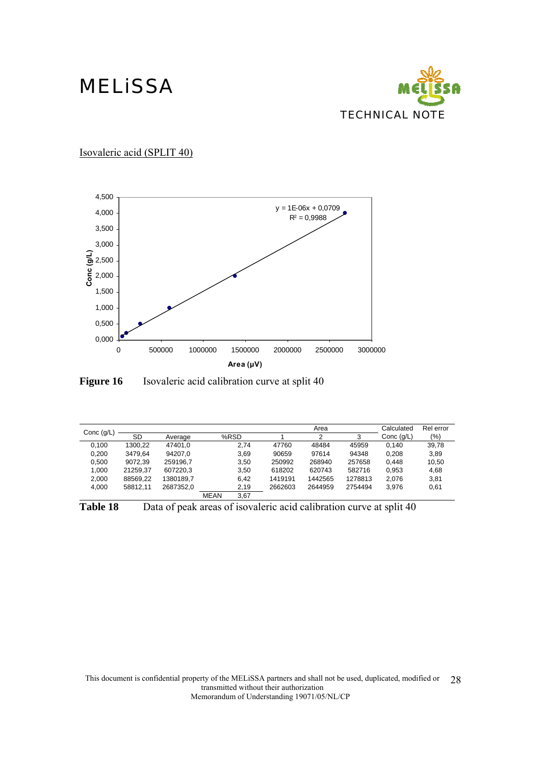Isovaleric acid (SPLIT 40)

**Figure 16** Isovaleric acid calibration curve at split 40

| Conc (g/L) | SD | Average | %RSD | Area 1 | Area 2 | Area 3 | Calculated Conc (g/L) | Rel error (%) |
|---|---|---|---|---|---|---|---|---|
| 0,100 | 1300,22 | 47401,0 | 2,74 | 47760 | 48484 | 45959 | 0,140 | 39,78 |
| 0,200 | 3479,64 | 94207,0 | 3,69 | 90659 | 97614 | 94348 | 0,208 | 3,89 |
| 0,500 | 9072,39 | 259196,7 | 3,50 | 250992 | 268940 | 257658 | 0,448 | 10,50 |
| 1,000 | 21259,37 | 607220,3 | 3,50 | 618202 | 620743 | 582716 | 0,953 | 4,68 |
| 2,000 | 88569,22 | 1380189,7 | 6,42 | 1419191 | 1442565 | 1278813 | 2,076 | 3,81 |
| 4,000 | 58812,11 | 2687352,0 | 2,19 | 2662603 | 2644959 | 2754494 | 3,976 | 0,61 |
| | | MEAN | 3,67 | | | | | |

**Table 18** Data of peak areas of isovaleric acid calibration curve at split 40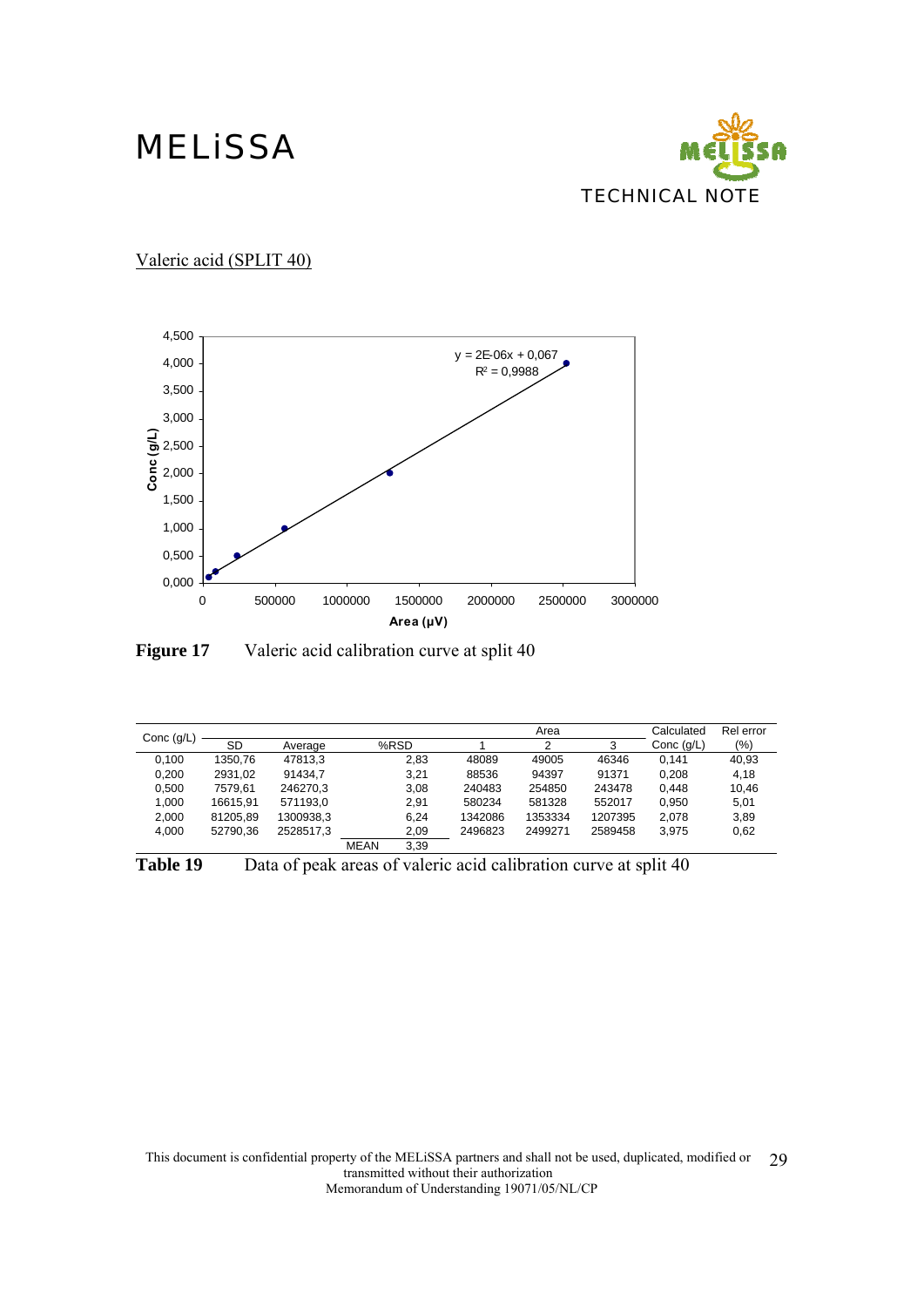Valeric acid (SPLIT 40)

Figure 17 Valeric acid calibration curve at split 40

| Conc (g/L) | SD | Average | %RSD | Area 1 | Area 2 | Area 3 | Calculated Conc (g/L) | Rel error (%) |
|---|---|---|---|---|---|---|---|---|
| 0,100 | 1350,76 | 47813,3 | 2,83 | 48089 | 49005 | 46346 | 0,141 | 40,93 |
| 0,200 | 2931,02 | 91434,7 | 3,21 | 88536 | 94397 | 91371 | 0,208 | 4,18 |
| 0,500 | 7579,61 | 246270,3 | 3,08 | 240483 | 254850 | 243478 | 0,448 | 10,46 |
| 1,000 | 16615,91 | 571193,0 | 2,91 | 580234 | 581328 | 552017 | 0,950 | 5,01 |
| 2,000 | 81205,89 | 1300938,3 | 6,24 | 1342086 | 1353334 | 1207395 | 2,078 | 3,89 |
| 4,000 | 52790,36 | 2528517,3 | 2,09 | 2496823 | 2499271 | 2589458 | 3,975 | 0,62 |
| | | MEAN | 3,39 | | | | | |

Table 19 Data of peak areas of valeric acid calibration curve at split 40

This document is confidential property of the MELiSSA partners and shall not be used, duplicated, modified or transmitted without their authorization
Memorandum of Understanding 19071/05/NL/CP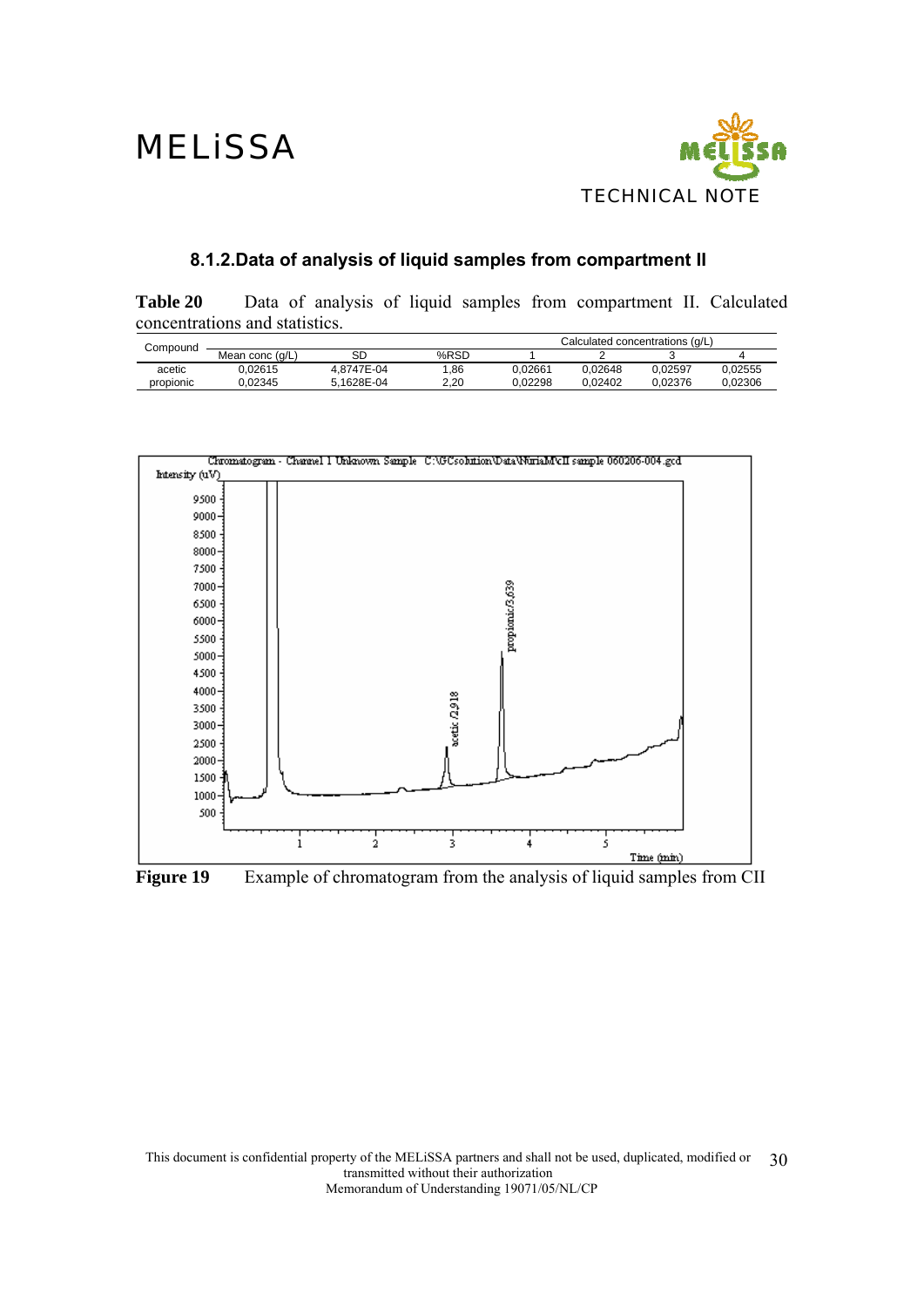### 8.1.2. Data of analysis of liquid samples from compartment II

**Table 20** Data of analysis of liquid samples from compartment II. Calculated concentrations and statistics.

| Compound | Mean conc (g/L) | SD | %RSD | Calculated concentrations (g/L) | | | |
|---|---|---|---|---|---|---|---|
| | | | | 1 | 2 | 3 | 4 |
| acetic | 0,02615 | 4,8747E-04 | 1,86 | 0,02661 | 0,02648 | 0,02597 | 0,02555 |
| propionic | 0,02345 | 5,1628E-04 | 2,20 | 0,02298 | 0,02402 | 0,02376 | 0,02306 |

**Figure 19** Example of chromatogram from the analysis of liquid samples from CII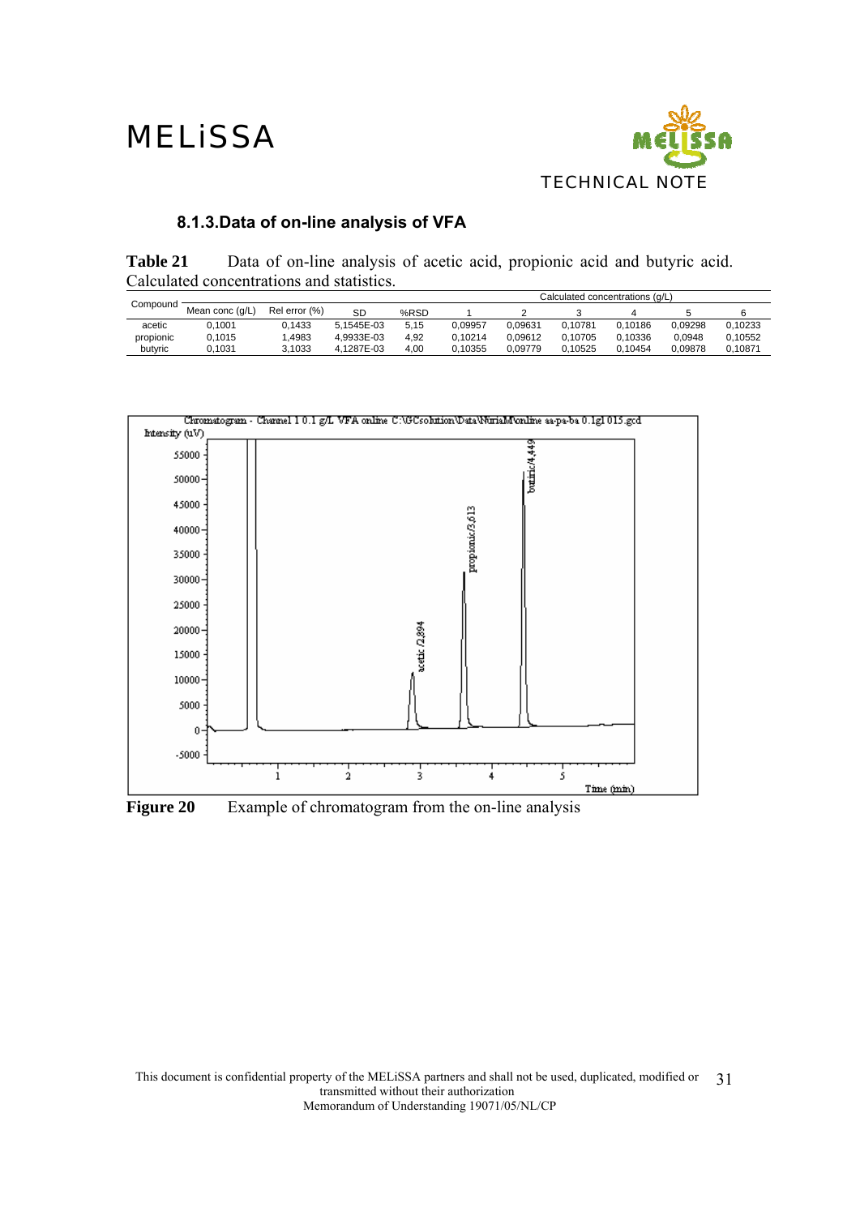### 8.1.3. Data of on-line analysis of VFA

**Table 21** Data of on-line analysis of acetic acid, propionic acid and butyric acid. Calculated concentrations and statistics.

| Compound | Mean conc (g/L) | Rel error (%) | SD | %RSD | Calculated concentrations (g/L) | | | | | |
|---|---|---|---|---|---|---|---|---|---|---|
| | | | | | 1 | 2 | 3 | 4 | 5 | 6 |
| acetic | 0,1001 | 0,1433 | 5,1545E-03 | 5,15 | 0,09957 | 0,09631 | 0,10781 | 0,10186 | 0,09298 | 0,10233 |
| propionic | 0,1015 | 1,4983 | 4,9933E-03 | 4,92 | 0,10214 | 0,09612 | 0,10705 | 0,10336 | 0,0948 | 0,10552 |
| butyric | 0,1031 | 3,1033 | 4,1287E-03 | 4,00 | 0,10355 | 0,09779 | 0,10525 | 0,10454 | 0,09878 | 0,10871 |

**Figure 20** Example of chromatogram from the on-line analysis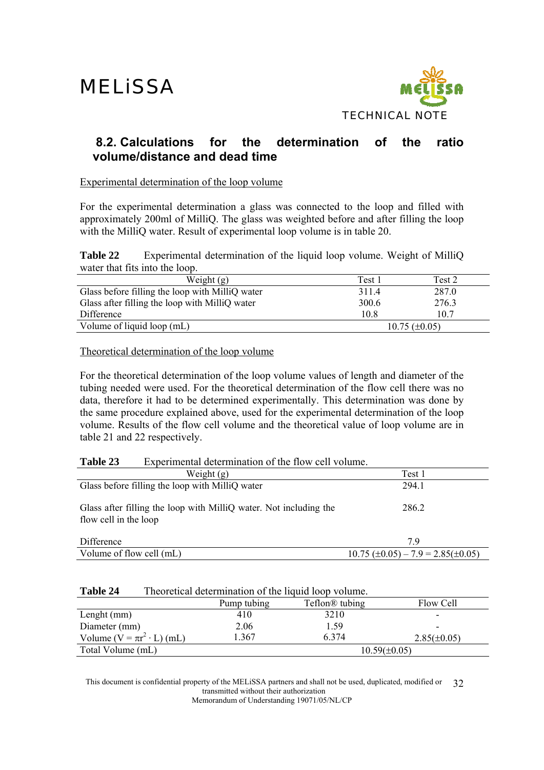## 8.2. Calculations for the determination of the ratio volume/distance and dead time

Experimental determination of the loop volume

For the experimental determination a glass was connected to the loop and filled with approximately 200ml of MilliQ. The glass was weighted before and after filling the loop with the MilliQ water. Result of experimental loop volume is in table 20.

**Table 22** Experimental determination of the liquid loop volume. Weight of MilliQ water that fits into the loop.

| Weight (g) | Test 1 | Test 2 |
|---|---|---|
| Glass before filling the loop with MilliQ water | 311.4 | 287.0 |
| Glass after filling the loop with MilliQ water | 300.6 | 276.3 |
| Difference | 10.8 | 10.7 |
| Volume of liquid loop (mL) | 10.75 (±0.05) | |

Theoretical determination of the loop volume

For the theoretical determination of the loop volume values of length and diameter of the tubing needed were used. For the theoretical determination of the flow cell there was no data, therefore it had to be determined experimentally. This determination was done by the same procedure explained above, used for the experimental determination of the loop volume. Results of the flow cell volume and the theoretical value of loop volume are in table 21 and 22 respectively.

**Table 23** Experimental determination of the flow cell volume.

| Weight (g) | Test 1 |
|---|---|
| Glass before filling the loop with MilliQ water | 294.1 |
| Glass after filling the loop with MilliQ water. Not including the flow cell in the loop | 286.2 |
| Difference | 7.9 |
| Volume of flow cell (mL) | 10.75 (±0.05) – 7.9 = 2.85(±0.05) |

**Table 24** Theoretical determination of the liquid loop volume.

| | Pump tubing | Teflon® tubing | Flow Cell |
|---|---|---|---|
| Lenght (mm) | 410 | 3210 | - |
| Diameter (mm) | 2.06 | 1.59 | - |
| Volume ($V = \pi r^2 \cdot L$) (mL) | 1.367 | 6.374 | 2.85(±0.05) |
| Total Volume (mL) | 10.59(±0.05) | | |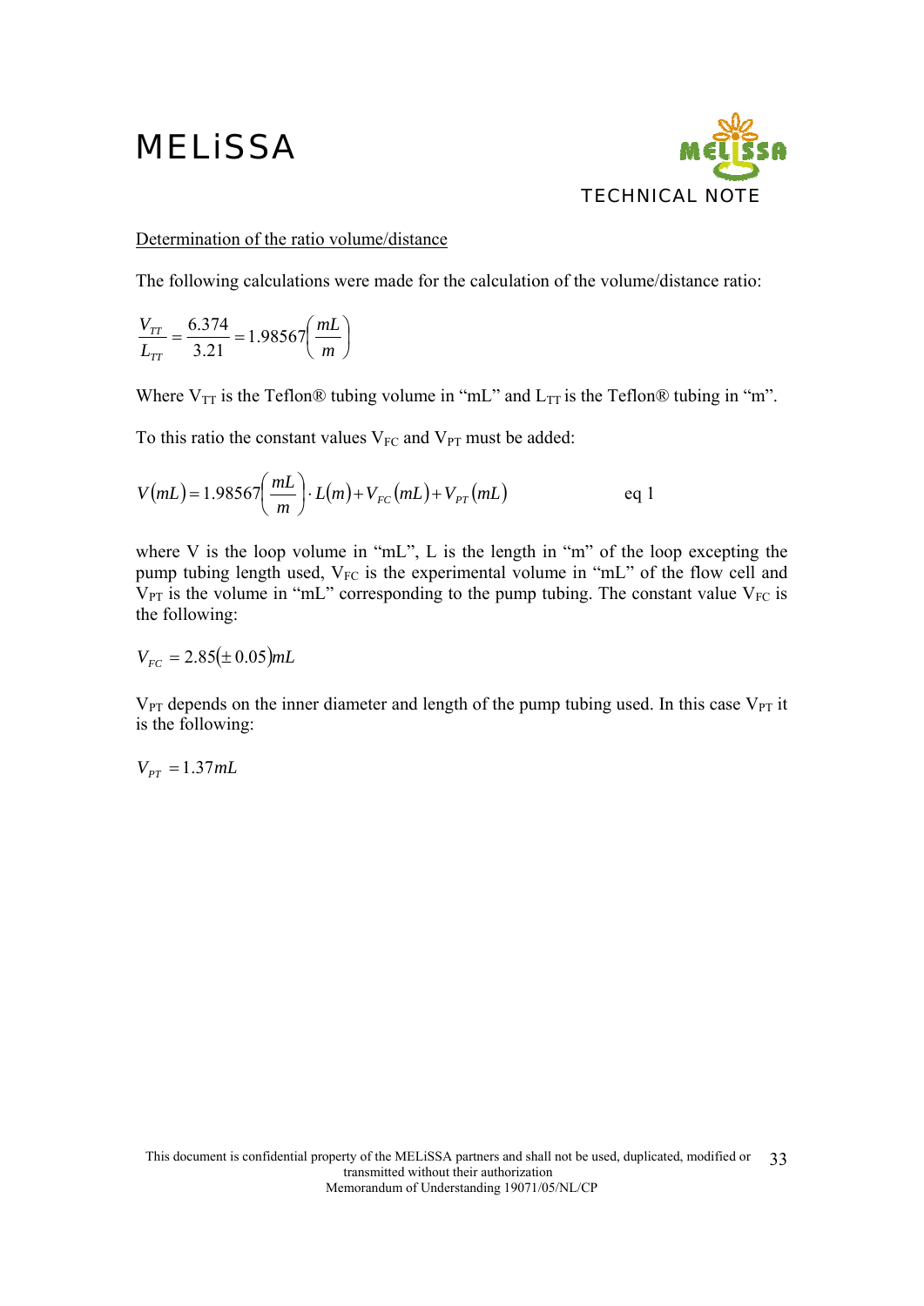Determination of the ratio volume/distance

The following calculations were made for the calculation of the volume/distance ratio:

$$\frac{V_{TT}}{L_{TT}} = \frac{6.374}{3.21} = 1.98567\left(\frac{mL}{m}\right)$$

Where $V_{TT}$ is the Teflon® tubing volume in "mL" and $L_{TT}$ is the Teflon® tubing in "m".

To this ratio the constant values $V_{FC}$ and $V_{PT}$ must be added:

$$V(mL) = 1.98567\left(\frac{mL}{m}\right) \cdot L(m) + V_{FC}(mL) + V_{PT}(mL) \qquad \text{eq 1}$$

where V is the loop volume in "mL", L is the length in "m" of the loop excepting the pump tubing length used, $V_{FC}$ is the experimental volume in "mL" of the flow cell and $V_{PT}$ is the volume in "mL" corresponding to the pump tubing. The constant value $V_{FC}$ is the following:

$$V_{FC} = 2.85(\pm 0.05)mL$$

$V_{PT}$ depends on the inner diameter and length of the pump tubing used. In this case $V_{PT}$ it is the following:

$$V_{PT} = 1.37mL$$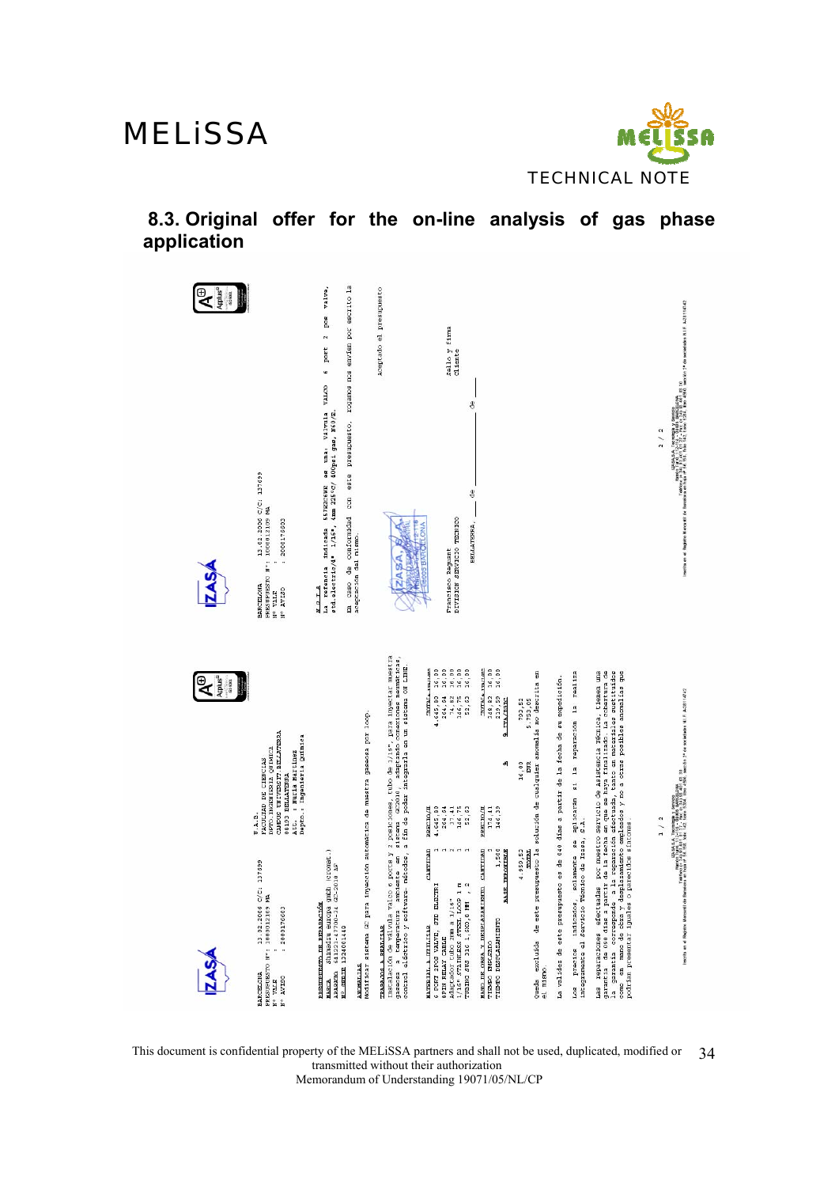## 8.3. Original offer for the on-line analysis of gas phase application

IZASA

BARCELONA 13.02.2006 C/C: 137699
PRESUPUESTO Nº: 1000012109 MA
Nº VALE :
Nº AVISO : 2000176003

U.A.B.
FACULTAD DE CIENCIAS
DPTO. INGENIERIA QUIMICA
CAMPUS UNIVERSIT. BELLATERRA
08193 BELLATERRA
Att. : Nuria Martinez
Depto.: Ingenieria Quimica

PRESUPUESTO DE REPARACIÓN
MARCA Shimadzu Europa gmbh (CROMAT.)
APARATO 6A12231-47700-34 GC-2010 AF
Nº SERIE 13240014 40

ANOMALIAS
Modificar sistema GC para inyección automatica de muestra gaseosa por loop.

TRABAJOS A REALIZAR
Instalación de válvula Valco e ports y 2 posiciones, tubo de 1/16" para inyectar muestra gaseosa a temperatura ambiente en sistema GC2010, adaptado conexiones neumáticas, control eléctrico y software- métodos, a fin de poder integrarla en un sistema ON LINE.

| MATERIAL A UTILIZAR | CANTIDAD | PRECIO/U. | | DTO% | IMPORTE |
|---|---|---|---|---|---|
| 6 PORT 2POS VALVE, STD ELECTRI | 1 | 4.645,80 | | 16,00 | |
| SPIN RELAY CABLE | 1 | 264,64 | | 16,00 | |
| ADAPTADOR TUBO 3MM A 1/16" | 1 | 74,82 | | 16,00 | |
| 1/16" STAINLESS STEEL LOOP 1 m | 1 | 146,75 | | 16,00 | |
| TUBING SUS 316 1,5X0,8 MM , 2 | 1 | 52,63 | | 16,00 | |

| MANO DE OBRA Y DESPLAZAMIENTO | CANTIDAD | PRECIO/U. | DTO% |
|---|---|---|---|
| TIEMPO EMPLEADO | 6 | 174,41 | 16,00 |
| TIEMPO DESPLAZAMIENTO | 1,500 | 146,39 | 16,00 |

| BASE IMPONIBLE | | % IVA/TIPO | |
|---|---|---|---|
| 4.953,52 | 16,00 | 792,56 | |
| TOTAL | EUR | 5.753,05 | |

Queda excluída de este presupuesto la solución de cualquier anomalía no descrita en el mismo.

La validez de este presupuesto es de 040 días a partir de la fecha de su expedición.

Los precios indicados, solamente se aplicarán si la reparación la realiza íntegramente el Servicio Técnico de Izasa, S.A.

Las reparaciones efectuadas por nuestro servicio de asistencia técnica, tienen una garantía de 090 días a partir de la fecha en que se haya finalizado. La cobertura de la garantía corresponde a la reparación efectuada, tanto en materiales sustituidos como en mano de obra y desplazamiento empleados y no a otras posibles anomalías que pudieran presentar iguales o parecidos síntomas.

1 / 2

IZASA

BARCELONA 13.02.2006 C/C: 137699
PRESUPUESTO Nº: 1000012109 MA
Nº VALE :
Nº AVISO : 2000176003

N O T A
La referencia indicada 55TKE26WE es una: Válvula VALCO 6 port 2 pos valve, std.electric/4" 1/16", 4mm 225ºC/ 400psi gas, EK0/E.

En caso de conformidad con este presupuesto, rogamos nos envíen por escrito la aceptación del mismo.

Aceptado el presupuesto

Francisco Baquero
DIVISIÓN SERVICIO TÉCNICO

BELLATERRA, de de

Sello y firma cliente

2 / 2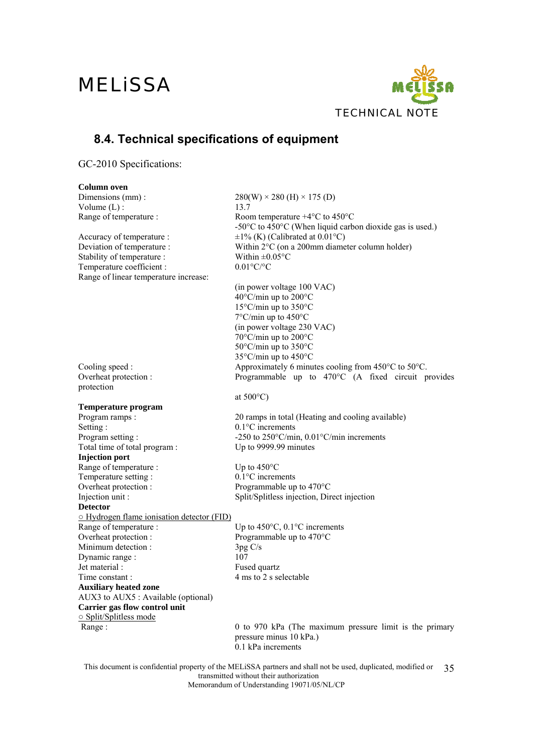## 8.4. Technical specifications of equipment

GC-2010 Specifications:

**Column oven**

| | |
|---|---|
| Dimensions (mm) : | 280(W) × 280 (H) × 175 (D) |
| Volume (L) : | 13.7 |
| Range of temperature : | Room temperature +4°C to 450°C<br>-50°C to 450°C (When liquid carbon dioxide gas is used.) |
| Accuracy of temperature : | ±1% (K) (Calibrated at 0.01°C) |
| Deviation of temperature : | Within 2°C (on a 200mm diameter column holder) |
| Stability of temperature : | Within ±0.05°C |
| Temperature coefficient : | 0.01°C/°C |
| Range of linear temperature increase: | (in power voltage 100 VAC)<br>40°C/min up to 200°C<br>15°C/min up to 350°C<br>7°C/min up to 450°C<br>(in power voltage 230 VAC)<br>70°C/min up to 200°C<br>50°C/min up to 350°C<br>35°C/min up to 450°C |
| Cooling speed : | Approximately 6 minutes cooling from 450°C to 50°C. |
| Overheat protection : | Programmable up to 470°C (A fixed circuit provides protection at 500°C) |

**Temperature program**

| | |
|---|---|
| Program ramps : | 20 ramps in total (Heating and cooling available) |
| Setting : | 0.1°C increments |
| Program setting : | -250 to 250°C/min, 0.01°C/min increments |
| Total time of total program : | Up to 9999.99 minutes |

**Injection port**

| | |
|---|---|
| Range of temperature : | Up to 450°C |
| Temperature setting : | 0.1°C increments |
| Overheat protection : | Programmable up to 470°C |
| Injection unit : | Split/Splitless injection, Direct injection |

**Detector**

○ Hydrogen flame ionisation detector (FID)

| | |
|---|---|
| Range of temperature : | Up to 450°C, 0.1°C increments |
| Overheat protection : | Programmable up to 470°C |
| Minimum detection : | 3pg C/s |
| Dynamic range : | 107 |
| Jet material : | Fused quartz |
| Time constant : | 4 ms to 2 s selectable |

**Auxiliary heated zone**

AUX3 to AUX5 : Available (optional)

**Carrier gas flow control unit**

○ Split/Splitless mode

| | |
|---|---|
| Range : | 0 to 970 kPa (The maximum pressure limit is the primary pressure minus 10 kPa.)<br>0.1 kPa increments |

This document is confidential property of the MELiSSA partners and shall not be used, duplicated, modified or transmitted without their authorization
Memorandum of Understanding 19071/05/NL/CP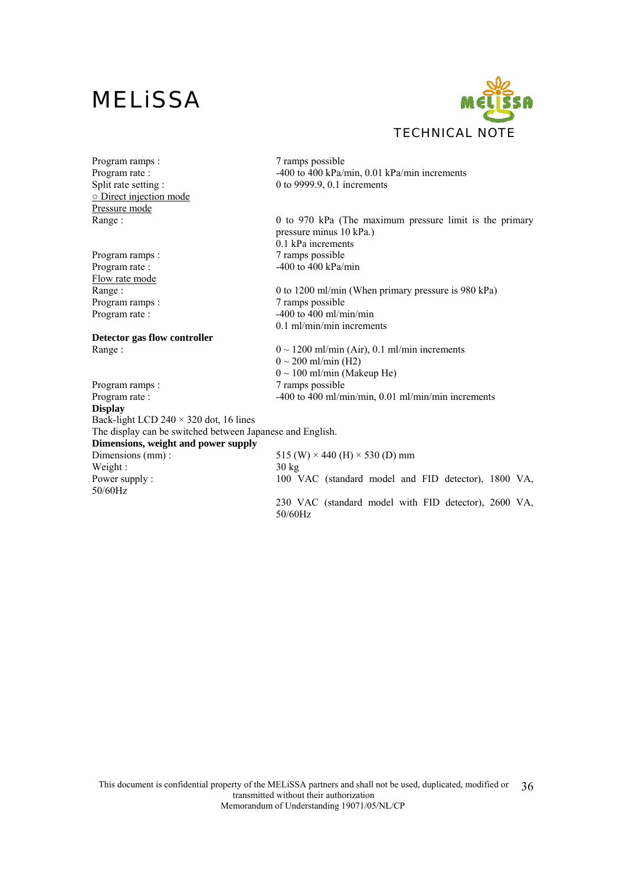| | |
|---|---|
| Program ramps : | 7 ramps possible |
| Program rate : | -400 to 400 kPa/min, 0.01 kPa/min increments |
| Split rate setting : | 0 to 9999.9, 0.1 increments |

○ Direct injection mode

Pressure mode

| | |
|---|---|
| Range : | 0 to 970 kPa (The maximum pressure limit is the primary pressure minus 10 kPa.) 0.1 kPa increments |
| Program ramps : | 7 ramps possible |
| Program rate : | -400 to 400 kPa/min |

Flow rate mode

| | |
|---|---|
| Range : | 0 to 1200 ml/min (When primary pressure is 980 kPa) |
| Program ramps : | 7 ramps possible |
| Program rate : | -400 to 400 ml/min/min 0.1 ml/min/min increments |

**Detector gas flow controller**

| | |
|---|---|
| Range : | 0 ~ 1200 ml/min (Air), 0.1 ml/min increments<br>0 ~ 200 ml/min (H2)<br>0 ~ 100 ml/min (Makeup He) |
| Program ramps : | 7 ramps possible |
| Program rate : | -400 to 400 ml/min/min, 0.01 ml/min/min increments |

**Display**

Back-light LCD 240 × 320 dot, 16 lines

The display can be switched between Japanese and English.

**Dimensions, weight and power supply**

| | |
|---|---|
| Dimensions (mm) : | 515 (W) × 440 (H) × 530 (D) mm |
| Weight : | 30 kg |
| Power supply : | 100 VAC (standard model and FID detector), 1800 VA, 50/60Hz |
| | 230 VAC (standard model with FID detector), 2600 VA, 50/60Hz |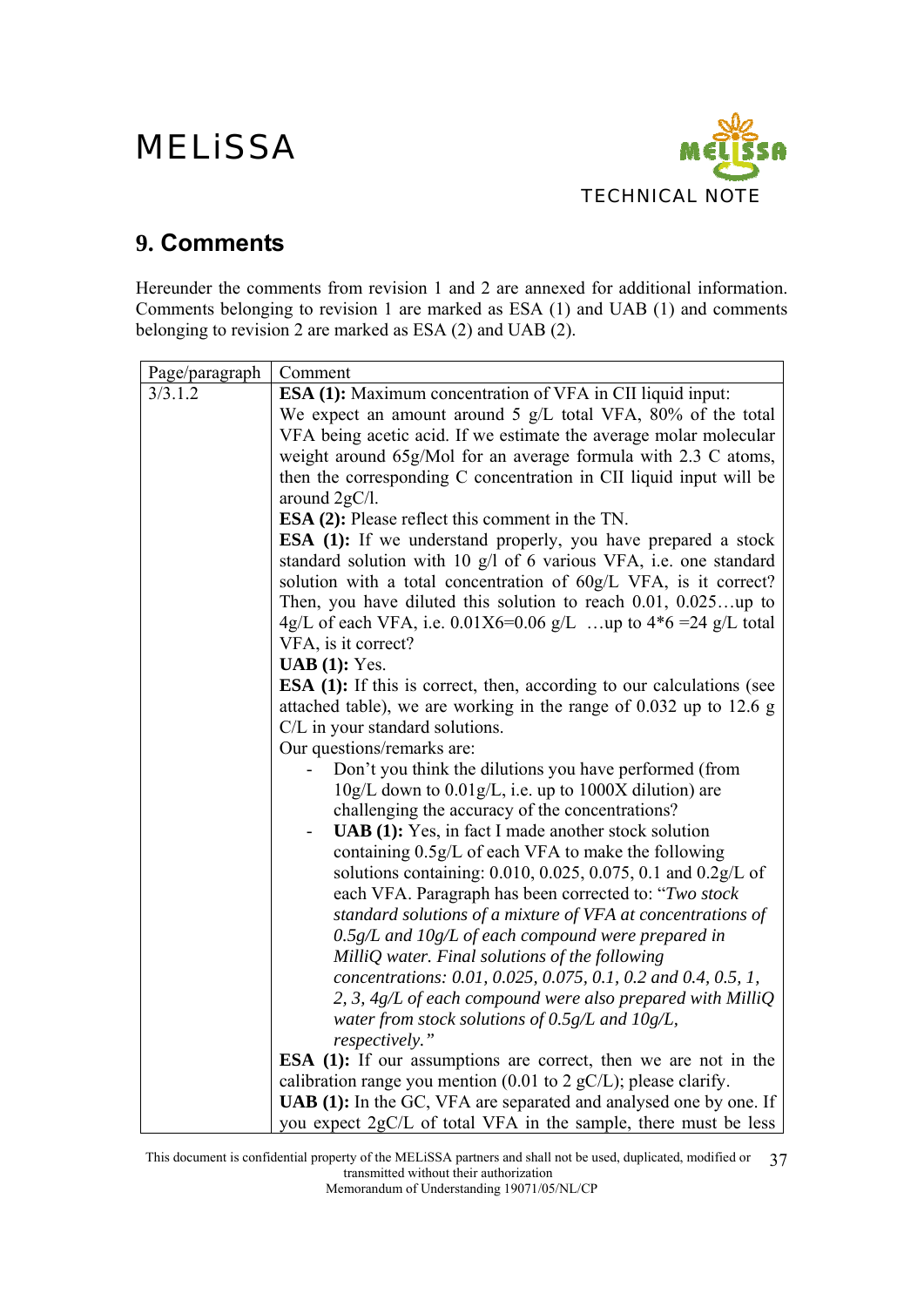## 9. Comments

Hereunder the comments from revision 1 and 2 are annexed for additional information. Comments belonging to revision 1 are marked as ESA (1) and UAB (1) and comments belonging to revision 2 are marked as ESA (2) and UAB (2).

| Page/paragraph | Comment |
|---|---|
| 3/3.1.2 | **ESA (1):** Maximum concentration of VFA in CII liquid input: We expect an amount around 5 g/L total VFA, 80% of the total VFA being acetic acid. If we estimate the average molar molecular weight around 65g/Mol for an average formula with 2.3 C atoms, then the corresponding C concentration in CII liquid input will be around 2gC/l. <br> **ESA (2):** Please reflect this comment in the TN. <br> **ESA (1):** If we understand properly, you have prepared a stock standard solution with 10 g/l of 6 various VFA, i.e. one standard solution with a total concentration of 60g/L VFA, is it correct? Then, you have diluted this solution to reach 0.01, 0.025…up to 4g/L of each VFA, i.e. 0.01X6=0.06 g/L …up to 4*6 =24 g/L total VFA, is it correct? <br> **UAB (1):** Yes. <br> **ESA (1):** If this is correct, then, according to our calculations (see attached table), we are working in the range of 0.032 up to 12.6 g C/L in your standard solutions. <br> Our questions/remarks are: <br> - Don't you think the dilutions you have performed (from 10g/L down to 0.01g/L, i.e. up to 1000X dilution) are challenging the accuracy of the concentrations? <br> - **UAB (1):** Yes, in fact I made another stock solution containing 0.5g/L of each VFA to make the following solutions containing: 0.010, 0.025, 0.075, 0.1 and 0.2g/L of each VFA. Paragraph has been corrected to: "*Two stock standard solutions of a mixture of VFA at concentrations of 0.5g/L and 10g/L of each compound were prepared in MilliQ water. Final solutions of the following concentrations: 0.01, 0.025, 0.075, 0.1, 0.2 and 0.4, 0.5, 1, 2, 3, 4g/L of each compound were also prepared with MilliQ water from stock solutions of 0.5g/L and 10g/L, respectively.*" <br> **ESA (1):** If our assumptions are correct, then we are not in the calibration range you mention (0.01 to 2 gC/L); please clarify. <br> **UAB (1):** In the GC, VFA are separated and analysed one by one. If you expect 2gC/L of total VFA in the sample, there must be less |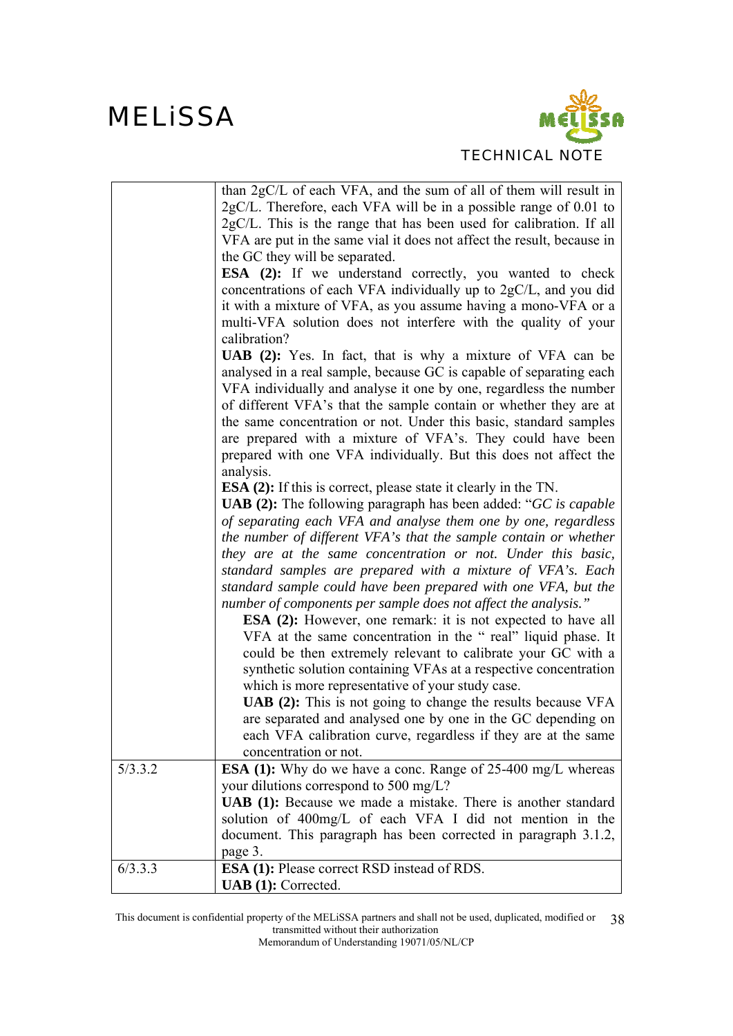| | |
|---|---|
| | than 2gC/L of each VFA, and the sum of all of them will result in 2gC/L. Therefore, each VFA will be in a possible range of 0.01 to 2gC/L. This is the range that has been used for calibration. If all VFA are put in the same vial it does not affect the result, because in the GC they will be separated.<br>**ESA (2):** If we understand correctly, you wanted to check concentrations of each VFA individually up to 2gC/L, and you did it with a mixture of VFA, as you assume having a mono-VFA or a multi-VFA solution does not interfere with the quality of your calibration?<br>**UAB (2):** Yes. In fact, that is why a mixture of VFA can be analysed in a real sample, because GC is capable of separating each VFA individually and analyse it one by one, regardless the number of different VFA's that the sample contain or whether they are at the same concentration or not. Under this basic, standard samples are prepared with a mixture of VFA's. They could have been prepared with one VFA individually. But this does not affect the analysis.<br>**ESA (2):** If this is correct, please state it clearly in the TN.<br>**UAB (2):** The following paragraph has been added: "*GC is capable of separating each VFA and analyse them one by one, regardless the number of different VFA's that the sample contain or whether they are at the same concentration or not. Under this basic, standard samples are prepared with a mixture of VFA's. Each standard sample could have been prepared with one VFA, but the number of components per sample does not affect the analysis.*"<br>**ESA (2):** However, one remark: it is not expected to have all VFA at the same concentration in the " real" liquid phase. It could be then extremely relevant to calibrate your GC with a synthetic solution containing VFAs at a respective concentration which is more representative of your study case.<br>**UAB (2):** This is not going to change the results because VFA are separated and analysed one by one in the GC depending on each VFA calibration curve, regardless if they are at the same concentration or not. |
| 5/3.3.2 | **ESA (1):** Why do we have a conc. Range of 25-400 mg/L whereas your dilutions correspond to 500 mg/L?<br>**UAB (1):** Because we made a mistake. There is another standard solution of 400mg/L of each VFA I did not mention in the document. This paragraph has been corrected in paragraph 3.1.2, page 3. |
| 6/3.3.3 | **ESA (1):** Please correct RSD instead of RDS.<br>**UAB (1):** Corrected. |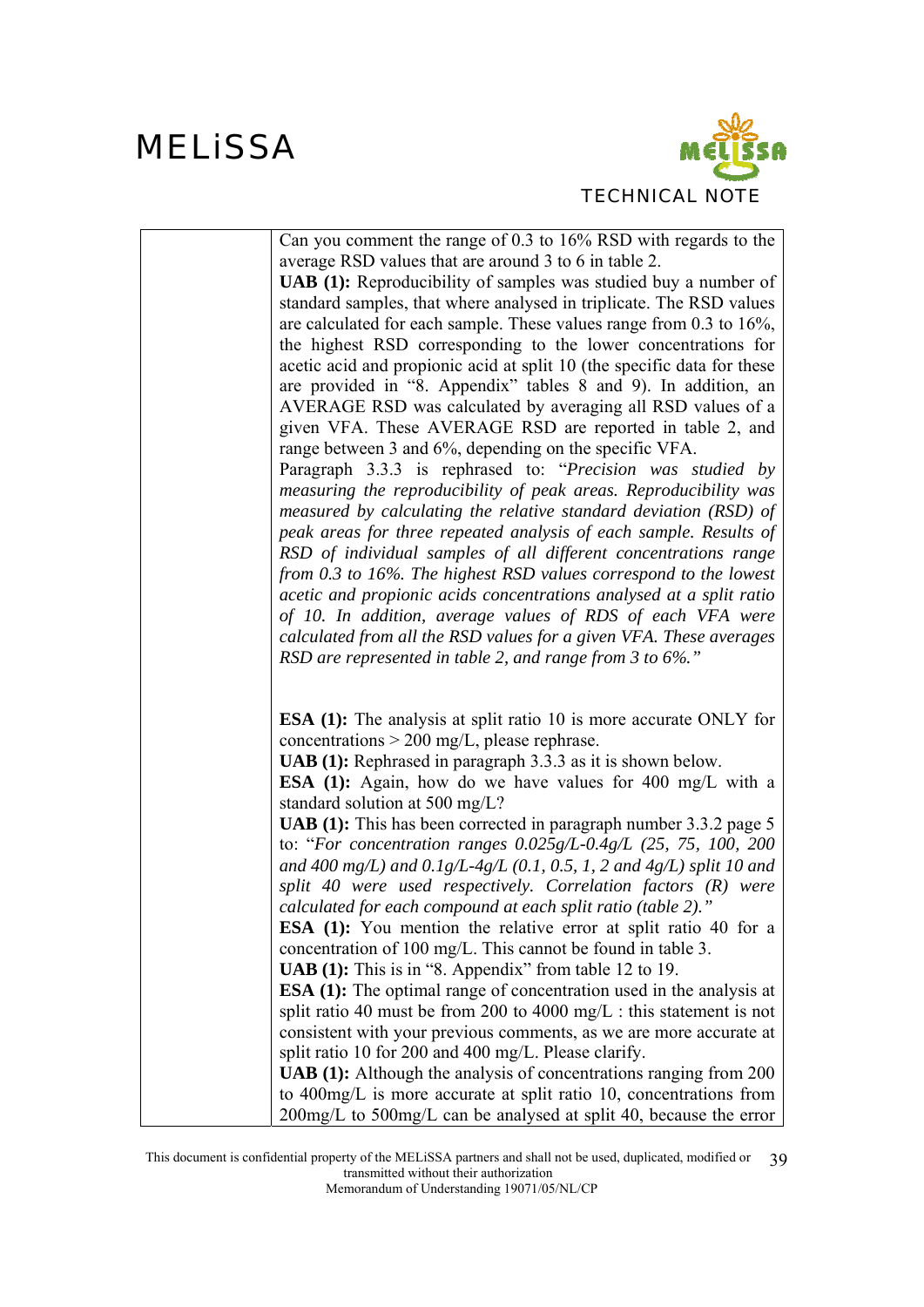| | Can you comment the range of 0.3 to 16% RSD with regards to the average RSD values that are around 3 to 6 in table 2.<br>**UAB (1):** Reproducibility of samples was studied buy a number of standard samples, that where analysed in triplicate. The RSD values are calculated for each sample. These values range from 0.3 to 16%, the highest RSD corresponding to the lower concentrations for acetic acid and propionic acid at split 10 (the specific data for these are provided in "8. Appendix" tables 8 and 9). In addition, an AVERAGE RSD was calculated by averaging all RSD values of a given VFA. These AVERAGE RSD are reported in table 2, and range between 3 and 6%, depending on the specific VFA.<br>Paragraph 3.3.3 is rephrased to: "*Precision was studied by measuring the reproducibility of peak areas. Reproducibility was measured by calculating the relative standard deviation (RSD) of peak areas for three repeated analysis of each sample. Results of RSD of individual samples of all different concentrations range from 0.3 to 16%. The highest RSD values correspond to the lowest acetic and propionic acids concentrations analysed at a split ratio of 10. In addition, average values of RDS of each VFA were calculated from all the RSD values for a given VFA. These averages RSD are represented in table 2, and range from 3 to 6%.*"<br><br>**ESA (1):** The analysis at split ratio 10 is more accurate ONLY for concentrations > 200 mg/L, please rephrase.<br>**UAB (1):** Rephrased in paragraph 3.3.3 as it is shown below.<br>**ESA (1):** Again, how do we have values for 400 mg/L with a standard solution at 500 mg/L?<br>**UAB (1):** This has been corrected in paragraph number 3.3.2 page 5 to: "*For concentration ranges 0.025g/L-0.4g/L (25, 75, 100, 200 and 400 mg/L) and 0.1g/L-4g/L (0.1, 0.5, 1, 2 and 4g/L) split 10 and split 40 were used respectively. Correlation factors (R) were calculated for each compound at each split ratio (table 2).*"<br>**ESA (1):** You mention the relative error at split ratio 40 for a concentration of 100 mg/L. This cannot be found in table 3.<br>**UAB (1):** This is in "8. Appendix" from table 12 to 19.<br>**ESA (1):** The optimal range of concentration used in the analysis at split ratio 40 must be from 200 to 4000 mg/L : this statement is not consistent with your previous comments, as we are more accurate at split ratio 10 for 200 and 400 mg/L. Please clarify.<br>**UAB (1):** Although the analysis of concentrations ranging from 200 to 400mg/L is more accurate at split ratio 10, concentrations from 200mg/L to 500mg/L can be analysed at split 40, because the error |
|---|---|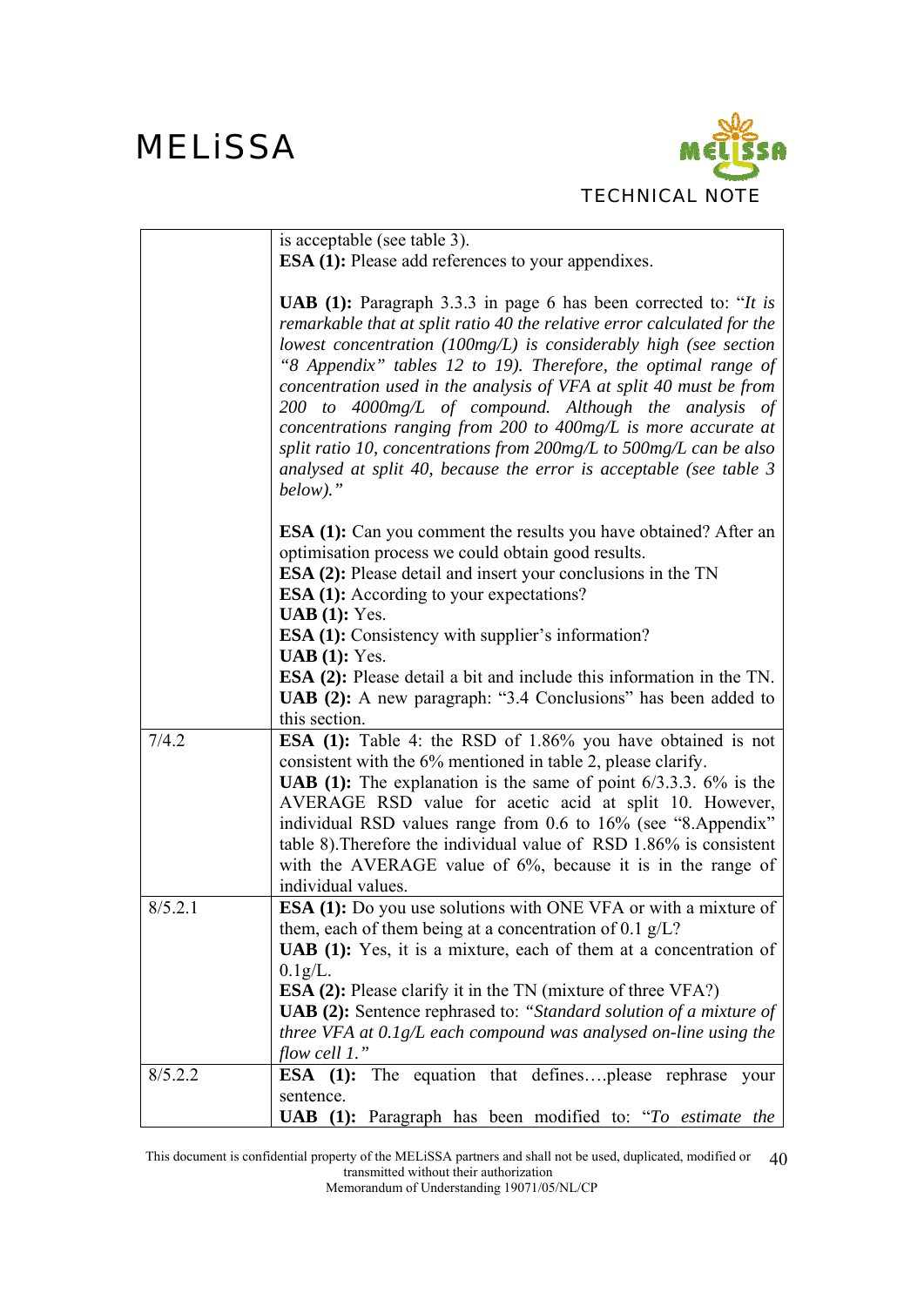| | |
|---|---|
| | is acceptable (see table 3).<br>**ESA (1):** Please add references to your appendixes.<br><br>**UAB (1):** Paragraph 3.3.3 in page 6 has been corrected to: "*It is remarkable that at split ratio 40 the relative error calculated for the lowest concentration (100mg/L) is considerably high (see section "8 Appendix" tables 12 to 19). Therefore, the optimal range of concentration used in the analysis of VFA at split 40 must be from 200 to 4000mg/L of compound. Although the analysis of concentrations ranging from 200 to 400mg/L is more accurate at split ratio 10, concentrations from 200mg/L to 500mg/L can be also analysed at split 40, because the error is acceptable (see table 3 below).*"<br><br>**ESA (1):** Can you comment the results you have obtained? After an optimisation process we could obtain good results.<br>**ESA (2):** Please detail and insert your conclusions in the TN<br>**ESA (1):** According to your expectations?<br>**UAB (1):** Yes.<br>**ESA (1):** Consistency with supplier's information?<br>**UAB (1):** Yes.<br>**ESA (2):** Please detail a bit and include this information in the TN.<br>**UAB (2):** A new paragraph: "3.4 Conclusions" has been added to this section. |
| 7/4.2 | **ESA (1):** Table 4: the RSD of 1.86% you have obtained is not consistent with the 6% mentioned in table 2, please clarify.<br>**UAB (1):** The explanation is the same of point 6/3.3.3. 6% is the AVERAGE RSD value for acetic acid at split 10. However, individual RSD values range from 0.6 to 16% (see "8.Appendix" table 8).Therefore the individual value of RSD 1.86% is consistent with the AVERAGE value of 6%, because it is in the range of individual values. |
| 8/5.2.1 | **ESA (1):** Do you use solutions with ONE VFA or with a mixture of them, each of them being at a concentration of 0.1 g/L?<br>**UAB (1):** Yes, it is a mixture, each of them at a concentration of 0.1g/L.<br>**ESA (2):** Please clarify it in the TN (mixture of three VFA?)<br>**UAB (2):** Sentence rephrased to: *"Standard solution of a mixture of three VFA at 0.1g/L each compound was analysed on-line using the flow cell 1."* |
| 8/5.2.2 | **ESA (1):** The equation that defines….please rephrase your sentence.<br>**UAB (1):** Paragraph has been modified to: "*To estimate the* |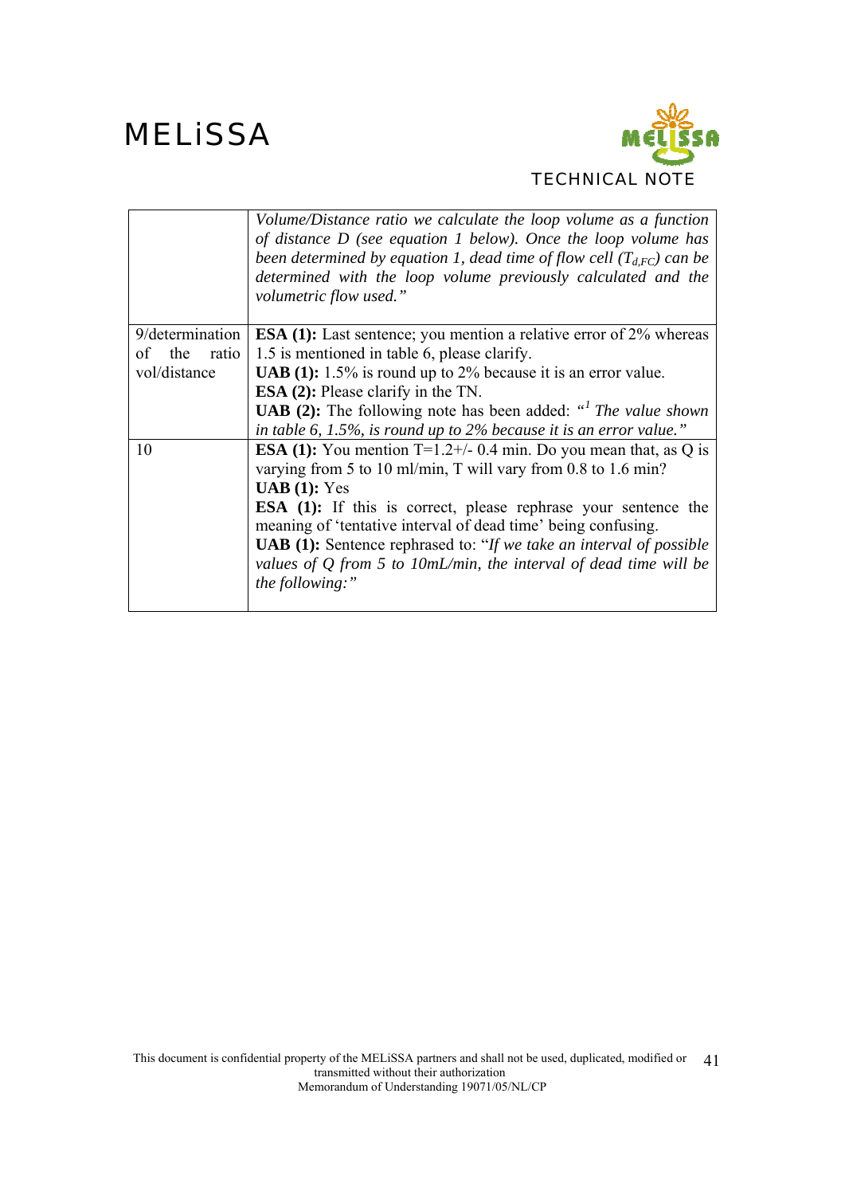| | |
|---|---|
| | *Volume/Distance ratio we calculate the loop volume as a function of distance D (see equation 1 below). Once the loop volume has been determined by equation 1, dead time of flow cell ($T_{d,FC}$) can be determined with the loop volume previously calculated and the volumetric flow used."* |
| 9/determination of the ratio vol/distance | **ESA (1):** Last sentence; you mention a relative error of 2% whereas 1.5 is mentioned in table 6, please clarify.<br>**UAB (1):** 1.5% is round up to 2% because it is an error value.<br>**ESA (2):** Please clarify in the TN.<br>**UAB (2):** The following note has been added: *"[1] The value shown in table 6, 1.5%, is round up to 2% because it is an error value."* |
| 10 | **ESA (1):** You mention T=1.2+/- 0.4 min. Do you mean that, as Q is varying from 5 to 10 ml/min, T will vary from 0.8 to 1.6 min?<br>**UAB (1):** Yes<br>**ESA (1):** If this is correct, please rephrase your sentence the meaning of 'tentative interval of dead time' being confusing.<br>**UAB (1):** Sentence rephrased to: "*If we take an interval of possible values of Q from 5 to 10mL/min, the interval of dead time will be the following:"* |

This document is confidential property of the MELiSSA partners and shall not be used, duplicated, modified or transmitted without their authorization
Memorandum of Understanding 19071/05/NL/CP